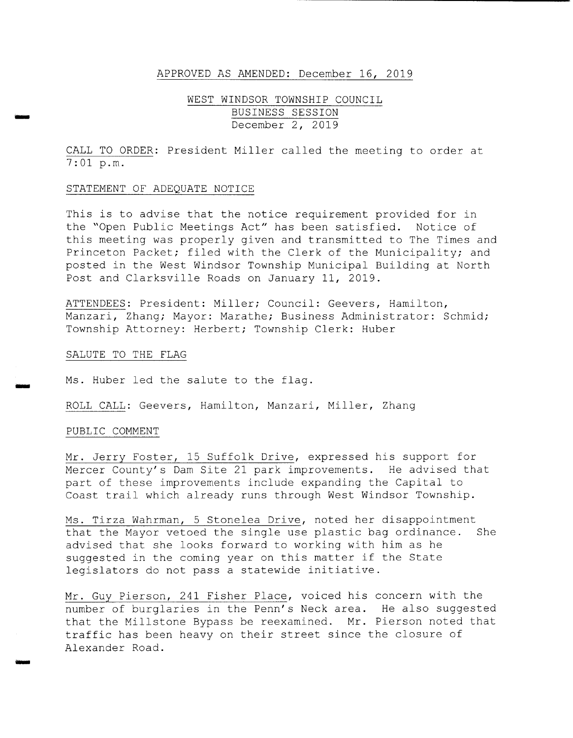APPROVED AS AMENDED: December 16, 2019

# WEST WINDSOR TOWNSHIP COUNCIL
## BUSINESS SESSION
## December 2, 2019

CALL TO ORDER: President Miller called the meeting to order at 7:01 p.m.

STATEMENT OF ADEQUATE NOTICE

This is to advise that the notice requirement provided for in the "Open Public Meetings Act" has been satisfied. Notice of this meeting was properly given and transmitted to The Times and Princeton Packet; filed with the Clerk of the Municipality; and posted in the West Windsor Township Municipal Building at North Post and Clarksville Roads on January 11, 2019.

ATTENDEES: President: Miller; Council: Geevers, Hamilton, Manzari, Zhang; Mayor: Marathe; Business Administrator: Schmid; Township Attorney: Herbert; Township Clerk: Huber

SALUTE TO THE FLAG

Ms. Huber led the salute to the flag.

ROLL CALL: Geevers, Hamilton, Manzari, Miller, Zhang

PUBLIC COMMENT

Mr. Jerry Foster, 15 Suffolk Drive, expressed his support for Mercer County's Dam Site 21 park improvements. He advised that part of these improvements include expanding the Capital to Coast trail which already runs through West Windsor Township.

Ms. Tirza Wahrman, 5 Stonelea Drive, noted her disappointment that the Mayor vetoed the single use plastic bag ordinance. She advised that she looks forward to working with him as he suggested in the coming year on this matter if the State legislators do not pass a statewide initiative.

Mr. Guy Pierson, 241 Fisher Place, voiced his concern with the number of burglaries in the Penn's Neck area. He also suggested that the Millstone Bypass be reexamined. Mr. Pierson noted that traffic has been heavy on their street since the closure of Alexander Road.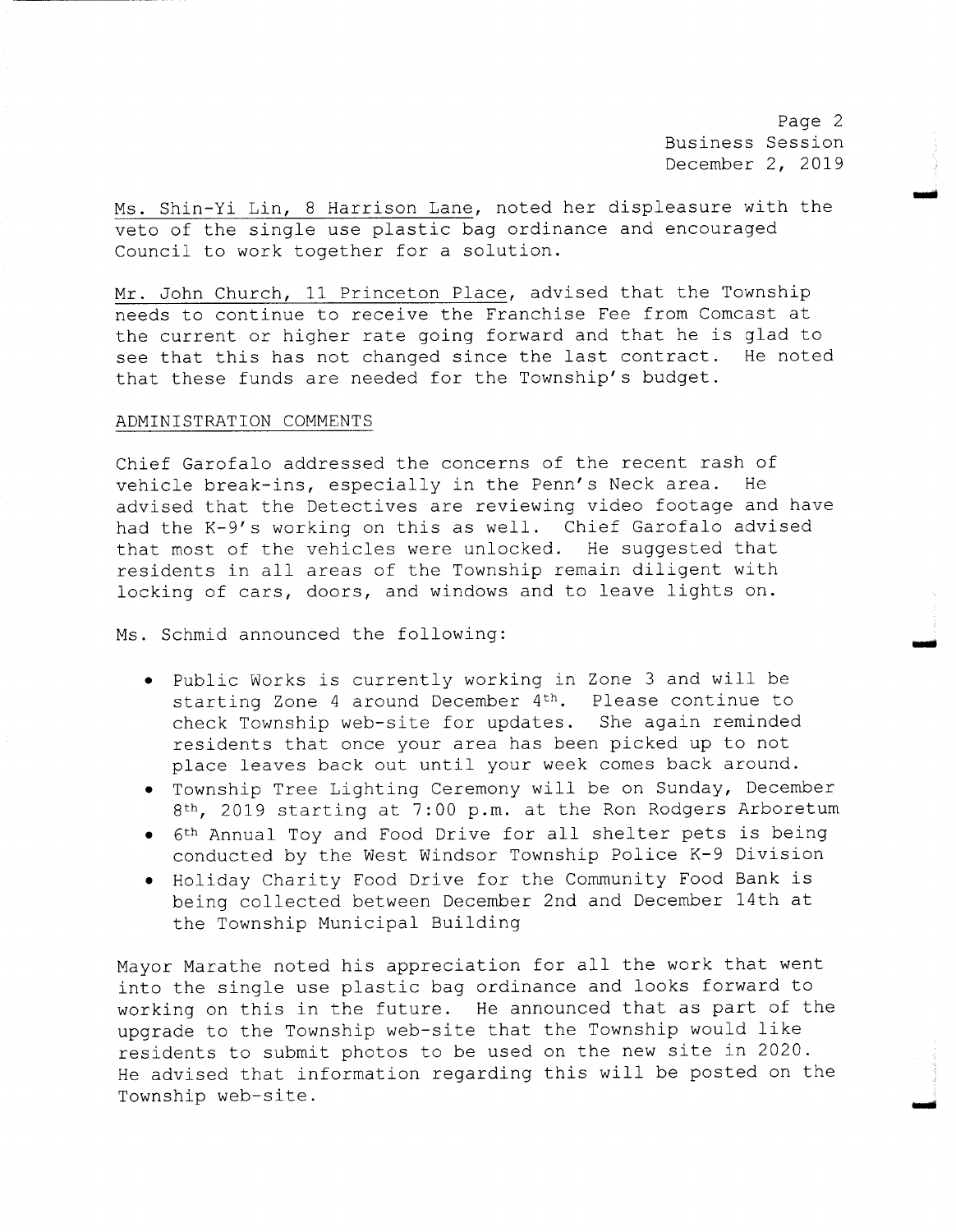Ms. Shin-Yi Lin, 8 Harrison Lane, noted her displeasure with the veto of the single use plastic bag ordinance and encouraged Council to work together for a solution.

Mr. John Church, 11 Princeton Place, advised that the Township needs to continue to receive the Franchise Fee from Comcast at the current or higher rate going forward and that he is glad to see that this has not changed since the last contract. He noted that these funds are needed for the Township's budget.

ADMINISTRATION COMMENTS

Chief Garofalo addressed the concerns of the recent rash of vehicle break-ins, especially in the Penn's Neck area. He advised that the Detectives are reviewing video footage and have had the K-9's working on this as well. Chief Garofalo advised that most of the vehicles were unlocked. He suggested that residents in all areas of the Township remain diligent with locking of cars, doors, and windows and to leave lights on.

Ms. Schmid announced the following:

- Public Works is currently working in Zone 3 and will be starting Zone 4 around December 4th. Please continue to check Township web-site for updates. She again reminded residents that once your area has been picked up to not place leaves back out until your week comes back around.
- Township Tree Lighting Ceremony will be on Sunday, December 8th, 2019 starting at 7:00 p.m. at the Ron Rodgers Arboretum
- 6th Annual Toy and Food Drive for all shelter pets is being conducted by the West Windsor Township Police K-9 Division
- Holiday Charity Food Drive for the Community Food Bank is being collected between December 2nd and December 14th at the Township Municipal Building

Mayor Marathe noted his appreciation for all the work that went into the single use plastic bag ordinance and looks forward to working on this in the future. He announced that as part of the upgrade to the Township web-site that the Township would like residents to submit photos to be used on the new site in 2020. He advised that information regarding this will be posted on the Township web-site.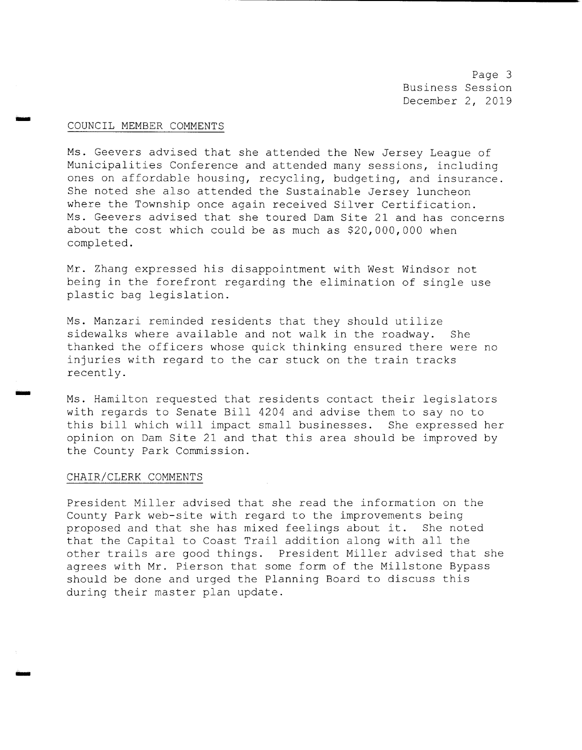## COUNCIL MEMBER COMMENTS

Ms. Geevers advised that she attended the New Jersey League of Municipalities Conference and attended many sessions, including ones on affordable housing, recycling, budgeting, and insurance. She noted she also attended the Sustainable Jersey luncheon where the Township once again received Silver Certification. Ms. Geevers advised that she toured Dam Site 21 and has concerns about the cost which could be as much as $20,000,000 when completed.

Mr. Zhang expressed his disappointment with West Windsor not being in the forefront regarding the elimination of single use plastic bag legislation.

Ms. Manzari reminded residents that they should utilize sidewalks where available and not walk in the roadway. She thanked the officers whose quick thinking ensured there were no injuries with regard to the car stuck on the train tracks recently.

Ms. Hamilton requested that residents contact their legislators with regards to Senate Bill 4204 and advise them to say no to this bill which will impact small businesses. She expressed her opinion on Dam Site 21 and that this area should be improved by the County Park Commission.

## CHAIR/CLERK COMMENTS

President Miller advised that she read the information on the County Park web-site with regard to the improvements being proposed and that she has mixed feelings about it. She noted that the Capital to Coast Trail addition along with all the other trails are good things. President Miller advised that she agrees with Mr. Pierson that some form of the Millstone Bypass should be done and urged the Planning Board to discuss this during their master plan update.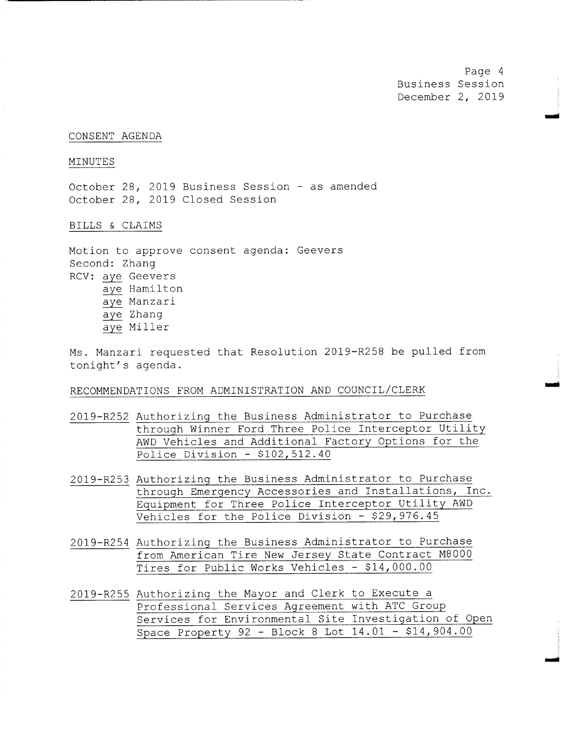CONSENT AGENDA

MINUTES

October 28, 2019 Business Session - as amended
October 28, 2019 Closed Session

BILLS & CLAIMS

Motion to approve consent agenda: Geevers
Second: Zhang
RCV: aye Geevers
aye Hamilton
aye Manzari
aye Zhang
aye Miller

Ms. Manzari requested that Resolution 2019-R258 be pulled from tonight's agenda.

RECOMMENDATIONS FROM ADMINISTRATION AND COUNCIL/CLERK

2019-R252 Authorizing the Business Administrator to Purchase through Winner Ford Three Police Interceptor Utility AWD Vehicles and Additional Factory Options for the Police Division - $102,512.40

2019-R253 Authorizing the Business Administrator to Purchase through Emergency Accessories and Installations, Inc. Equipment for Three Police Interceptor Utility AWD Vehicles for the Police Division - $29,976.45

2019-R254 Authorizing the Business Administrator to Purchase from American Tire New Jersey State Contract M8000 Tires for Public Works Vehicles - $14,000.00

2019-R255 Authorizing the Mayor and Clerk to Execute a Professional Services Agreement with ATC Group Services for Environmental Site Investigation of Open Space Property 92 - Block 8 Lot 14.01 - $14,904.00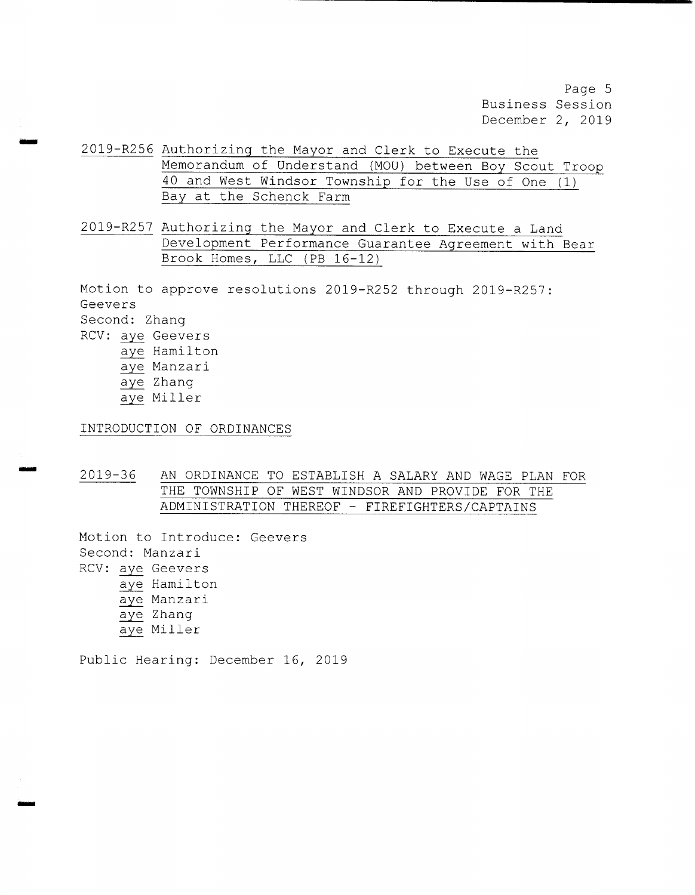2019-R256 Authorizing the Mayor and Clerk to Execute the Memorandum of Understand (MOU) between Boy Scout Troop 40 and West Windsor Township for the Use of One (1) Bay at the Schenck Farm

2019-R257 Authorizing the Mayor and Clerk to Execute a Land Development Performance Guarantee Agreement with Bear Brook Homes, LLC (PB 16-12)

Motion to approve resolutions 2019-R252 through 2019-R257: Geevers
Second: Zhang
RCV: aye Geevers
aye Hamilton
aye Manzari
aye Zhang
aye Miller

INTRODUCTION OF ORDINANCES

2019-36 AN ORDINANCE TO ESTABLISH A SALARY AND WAGE PLAN FOR THE TOWNSHIP OF WEST WINDSOR AND PROVIDE FOR THE ADMINISTRATION THEREOF - FIREFIGHTERS/CAPTAINS

Motion to Introduce: Geevers
Second: Manzari
RCV: aye Geevers
aye Hamilton
aye Manzari
aye Zhang
aye Miller

Public Hearing: December 16, 2019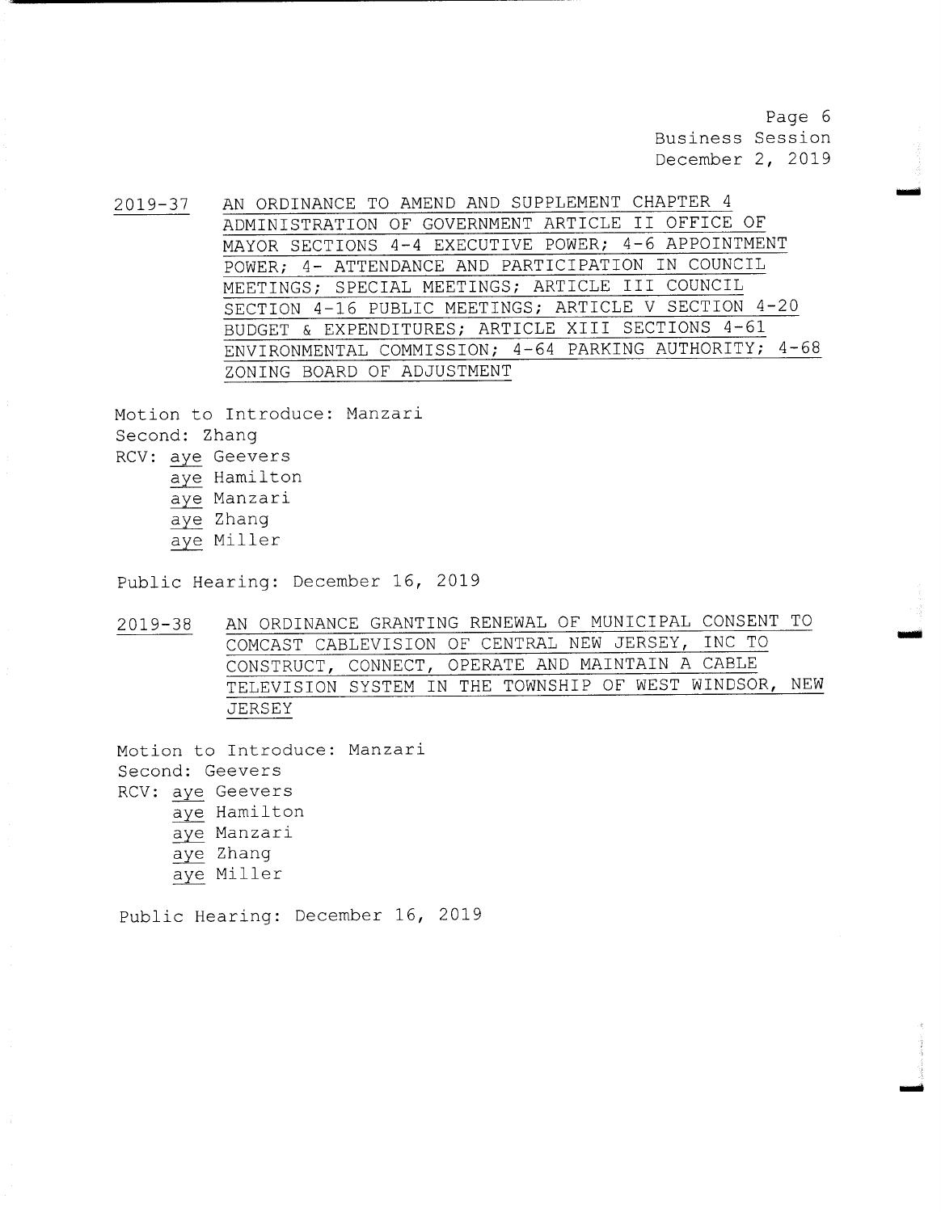2019-37 AN ORDINANCE TO AMEND AND SUPPLEMENT CHAPTER 4 ADMINISTRATION OF GOVERNMENT ARTICLE II OFFICE OF MAYOR SECTIONS 4-4 EXECUTIVE POWER; 4-6 APPOINTMENT POWER; 4- ATTENDANCE AND PARTICIPATION IN COUNCIL MEETINGS; SPECIAL MEETINGS; ARTICLE III COUNCIL SECTION 4-16 PUBLIC MEETINGS; ARTICLE V SECTION 4-20 BUDGET & EXPENDITURES; ARTICLE XIII SECTIONS 4-61 ENVIRONMENTAL COMMISSION; 4-64 PARKING AUTHORITY; 4-68 ZONING BOARD OF ADJUSTMENT

Motion to Introduce: Manzari
Second: Zhang
RCV: aye Geevers
aye Hamilton
aye Manzari
aye Zhang
aye Miller

Public Hearing: December 16, 2019

2019-38 AN ORDINANCE GRANTING RENEWAL OF MUNICIPAL CONSENT TO COMCAST CABLEVISION OF CENTRAL NEW JERSEY, INC TO CONSTRUCT, CONNECT, OPERATE AND MAINTAIN A CABLE TELEVISION SYSTEM IN THE TOWNSHIP OF WEST WINDSOR, NEW JERSEY

Motion to Introduce: Manzari
Second: Geevers
RCV: aye Geevers
aye Hamilton
aye Manzari
aye Zhang
aye Miller

Public Hearing: December 16, 2019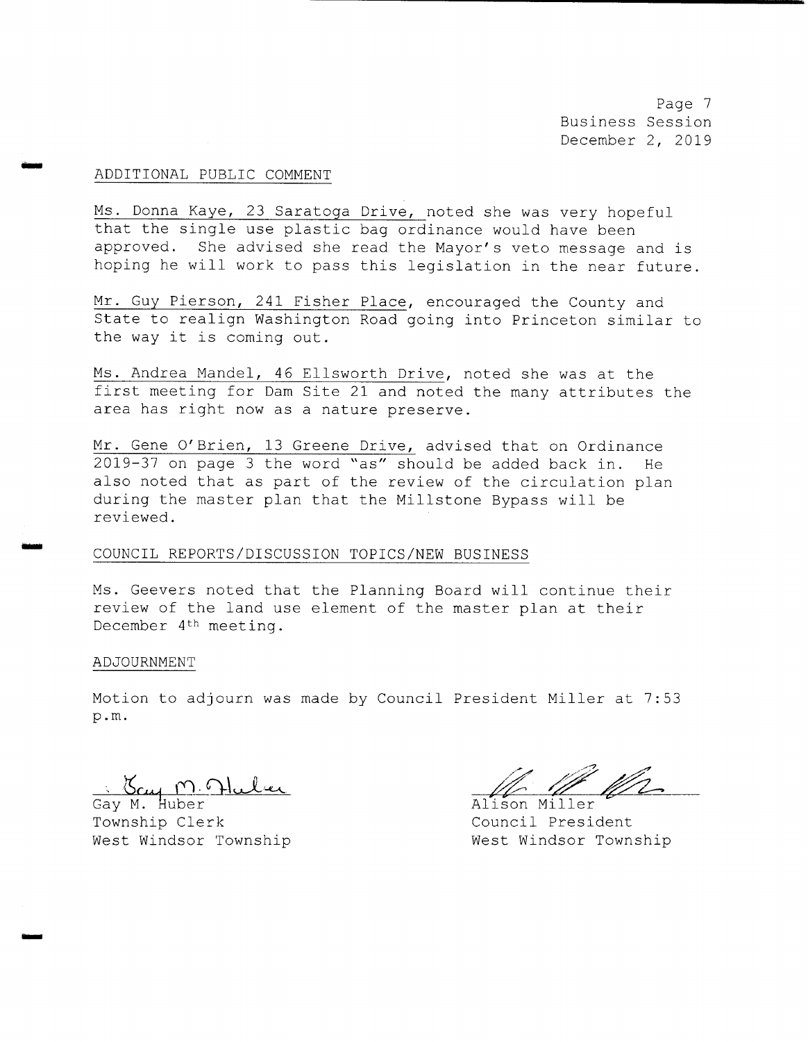## ADDITIONAL PUBLIC COMMENT

Ms. Donna Kaye, 23 Saratoga Drive, noted she was very hopeful that the single use plastic bag ordinance would have been approved. She advised she read the Mayor's veto message and is hoping he will work to pass this legislation in the near future.

Mr. Guy Pierson, 241 Fisher Place, encouraged the County and State to realign Washington Road going into Princeton similar to the way it is coming out.

Ms. Andrea Mandel, 46 Ellsworth Drive, noted she was at the first meeting for Dam Site 21 and noted the many attributes the area has right now as a nature preserve.

Mr. Gene O'Brien, 13 Greene Drive, advised that on Ordinance 2019-37 on page 3 the word "as" should be added back in. He also noted that as part of the review of the circulation plan during the master plan that the Millstone Bypass will be reviewed.

## COUNCIL REPORTS/DISCUSSION TOPICS/NEW BUSINESS

Ms. Geevers noted that the Planning Board will continue their review of the land use element of the master plan at their December 4th meeting.

## ADJOURNMENT

Motion to adjourn was made by Council President Miller at 7:53 p.m.

Gay M. Huber
Township Clerk
West Windsor Township

Alison Miller
Council President
West Windsor Township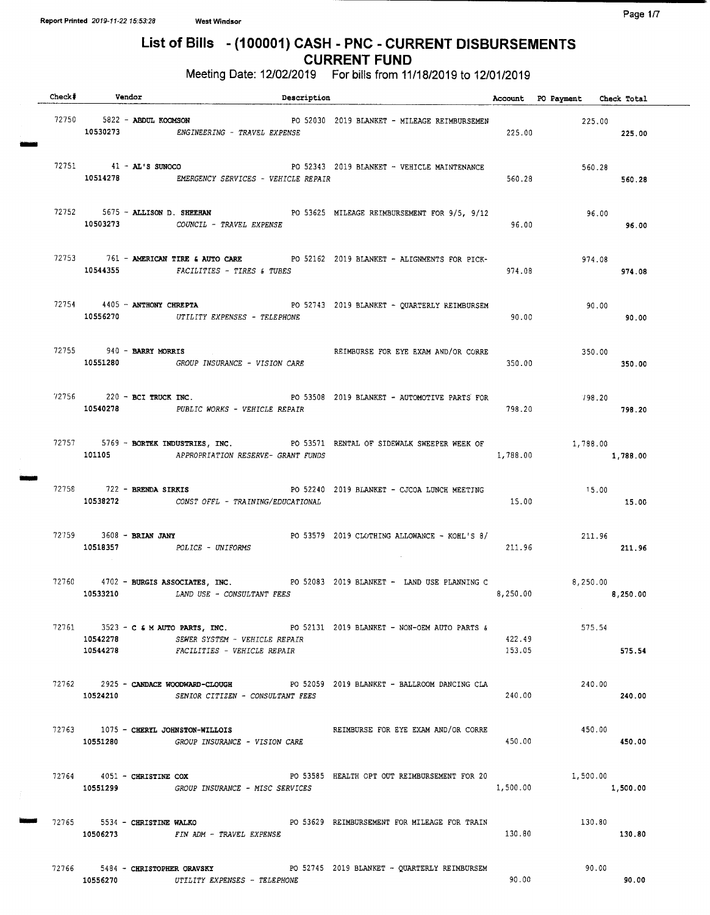# List of Bills - (100001) CASH - PNC - CURRENT DISBURSEMENTS
## CURRENT FUND
### Meeting Date: 12/02/2019 For bills from 11/18/2019 to 12/01/2019

| Check# | Vendor | Description | Account | PO Payment | Check Total |
|---|---|---|---|---|---|
| 72750 | 5822 - **ABDUL KOOMSON** | PO 52030 2019 BLANKET - MILEAGE REIMBURSEMEN | | 225.00 | |
| | 10530273 | *ENGINEERING - TRAVEL EXPENSE* | 225.00 | | 225.00 |
| 72751 | 41 - **AL'S SUNOCO** | PO 52343 2019 BLANKET - VEHICLE MAINTENANCE | | 560.28 | |
| | 10514278 | *EMERGENCY SERVICES - VEHICLE REPAIR* | 560.28 | | 560.28 |
| 72752 | 5675 - **ALLISON D. SHEEHAN** | PO 53625 MILEAGE REIMBURSEMENT FOR 9/5, 9/12 | | 96.00 | |
| | 10503273 | *COUNCIL - TRAVEL EXPENSE* | 96.00 | | 96.00 |
| 72753 | 761 - **AMERICAN TIRE & AUTO CARE** | PO 52162 2019 BLANKET - ALIGNMENTS FOR PICK- | | 974.08 | |
| | 10544355 | *FACILITIES - TIRES & TUBES* | 974.08 | | 974.08 |
| 72754 | 4405 - **ANTHONY CHREPTA** | PO 52743 2019 BLANKET - QUARTERLY REIMBURSEM | | 90.00 | |
| | 10556270 | *UTILITY EXPENSES - TELEPHONE* | 90.00 | | 90.00 |
| 72755 | 940 - **BARRY MORRIS** | REIMBURSE FOR EYE EXAM AND/OR CORRE | | 350.00 | |
| | 10551280 | *GROUP INSURANCE - VISION CARE* | 350.00 | | 350.00 |
| 72756 | 220 - **BCI TRUCK INC.** | PO 53508 2019 BLANKET - AUTOMOTIVE PARTS FOR | | 798.20 | |
| | 10540278 | *PUBLIC WORKS - VEHICLE REPAIR* | 798.20 | | 798.20 |
| 72757 | 5769 - **BORTEK INDUSTRIES, INC.** | PO 53571 RENTAL OF SIDEWALK SWEEPER WEEK OF | | 1,788.00 | |
| | 101105 | *APPROPRIATION RESERVE- GRANT FUNDS* | 1,788.00 | | 1,788.00 |
| 72758 | 722 - **BRENDA SIRKIS** | PO 52240 2019 BLANKET - CJCOA LUNCH MEETING | | 15.00 | |
| | 10538272 | *CONST OFFL - TRAINING/EDUCATIONAL* | 15.00 | | 15.00 |
| 72759 | 3608 - **BRIAN JANY** | PO 53579 2019 CLOTHING ALLOWANCE - KOHL'S 8/ | | 211.96 | |
| | 10518357 | *POLICE - UNIFORMS* | 211.96 | | 211.96 |
| 72760 | 4702 - **BURGIS ASSOCIATES, INC.** | PO 52083 2019 BLANKET - LAND USE PLANNING C | | 8,250.00 | |
| | 10533210 | *LAND USE - CONSULTANT FEES* | 8,250.00 | | 8,250.00 |
| 72761 | 3523 - **C & M AUTO PARTS, INC.** | PO 52131 2019 BLANKET - NON-OEM AUTO PARTS & | | 575.54 | |
| | 10542278 | *SEWER SYSTEM - VEHICLE REPAIR* | 422.49 | | |
| | 10544278 | *FACILITIES - VEHICLE REPAIR* | 153.05 | | 575.54 |
| 72762 | 2925 - **CANDACE WOODWARD-CLOUGH** | PO 52059 2019 BLANKET - BALLROOM DANCING CLA | | 240.00 | |
| | 10524210 | *SENIOR CITIZEN - CONSULTANT FEES* | 240.00 | | 240.00 |
| 72763 | 1075 - **CHERYL JOHNSTON-WILLOIS** | REIMBURSE FOR EYE EXAM AND/OR CORRE | | 450.00 | |
| | 10551280 | *GROUP INSURANCE - VISION CARE* | 450.00 | | 450.00 |
| 72764 | 4051 - **CHRISTINE COX** | PO 53585 HEALTH OPT OUT REIMBURSEMENT FOR 20 | | 1,500.00 | |
| | 10551299 | *GROUP INSURANCE - MISC SERVICES* | 1,500.00 | | 1,500.00 |
| 72765 | 5534 - **CHRISTINE WALKO** | PO 53629 REIMBURSEMENT FOR MILEAGE FOR TRAIN | | 130.80 | |
| | 10506273 | *FIN ADM - TRAVEL EXPENSE* | 130.80 | | 130.80 |
| 72766 | 5484 - **CHRISTOPHER ORAVSKY** | PO 52745 2019 BLANKET - QUARTERLY REIMBURSEM | | 90.00 | |
| | 10556270 | *UTILITY EXPENSES - TELEPHONE* | 90.00 | | 90.00 |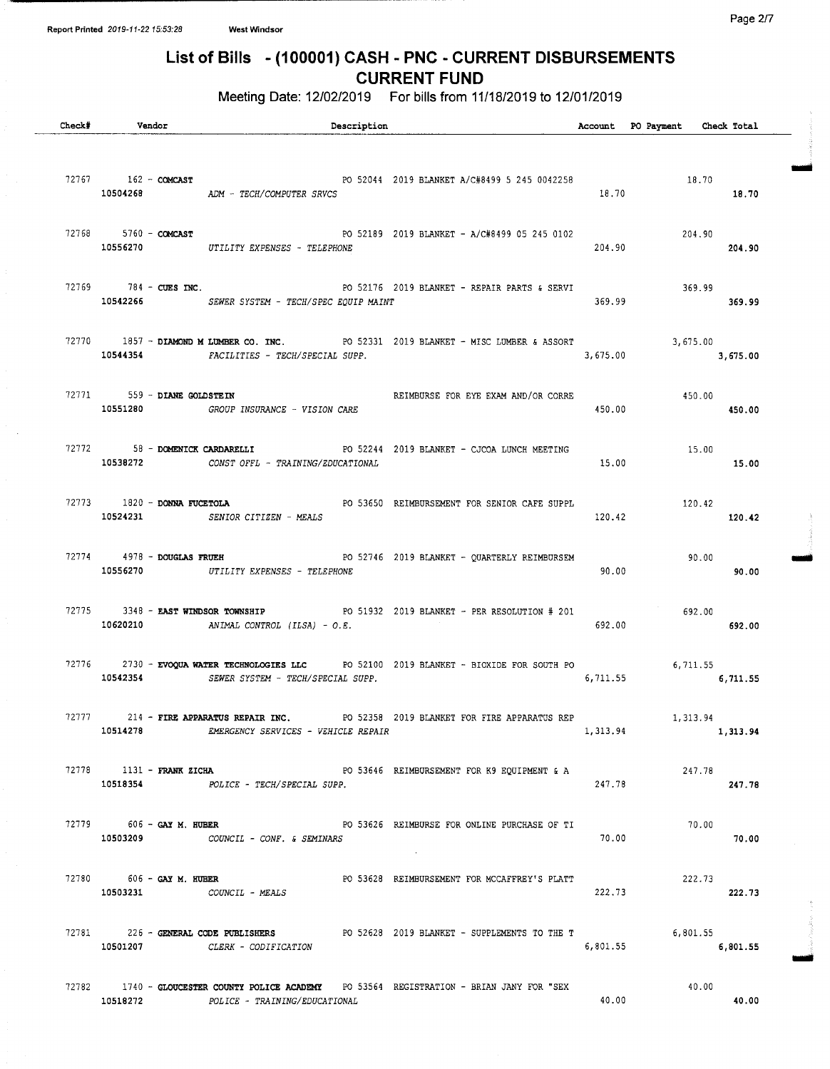Report Printed 2019-11-22 15:53:28 West Windsor

# List of Bills - (100001) CASH - PNC - CURRENT DISBURSEMENTS
## CURRENT FUND

Meeting Date: 12/02/2019 For bills from 11/18/2019 to 12/01/2019

| Check# | Vendor | Description | Account | PO Payment | Check Total |
|---|---|---|---|---|---|
| 72767 | 162 - **COMCAST** | PO 52044 2019 BLANKET A/C#8499 5 245 0042258 | | 18.70 | |
| | 10504268 | *ADM - TECH/COMPUTER SRVCS* | 18.70 | | **18.70** |
| 72768 | 5760 - **COMCAST** | PO 52189 2019 BLANKET - A/C#8499 05 245 0102 | | 204.90 | |
| | 10556270 | *UTILITY EXPENSES - TELEPHONE* | 204.90 | | **204.90** |
| 72769 | 784 - **CUES INC.** | PO 52176 2019 BLANKET - REPAIR PARTS & SERVI | | 369.99 | |
| | 10542266 | *SEWER SYSTEM - TECH/SPEC EQUIP MAINT* | 369.99 | | **369.99** |
| 72770 | 1857 - **DIAMOND M LUMBER CO. INC.** | PO 52331 2019 BLANKET - MISC LUMBER & ASSORT | | 3,675.00 | |
| | 10544354 | *FACILITIES - TECH/SPECIAL SUPP.* | 3,675.00 | | **3,675.00** |
| 72771 | 559 - **DIANE GOLDSTEIN** | REIMBURSE FOR EYE EXAM AND/OR CORRE | | 450.00 | |
| | 10551280 | *GROUP INSURANCE - VISION CARE* | 450.00 | | **450.00** |
| 72772 | 58 - **DOMENICK CARDARELLI** | PO 52244 2019 BLANKET - CJCOA LUNCH MEETING | | 15.00 | |
| | 10538272 | *CONST OFFL - TRAINING/EDUCATIONAL* | 15.00 | | **15.00** |
| 72773 | 1820 - **DONNA FUCETOLA** | PO 53650 REIMBURSEMENT FOR SENIOR CAFE SUPPL | | 120.42 | |
| | 10524231 | *SENIOR CITIZEN - MEALS* | 120.42 | | **120.42** |
| 72774 | 4978 - **DOUGLAS FRUEH** | PO 52746 2019 BLANKET - QUARTERLY REIMBURSEM | | 90.00 | |
| | 10556270 | *UTILITY EXPENSES - TELEPHONE* | 90.00 | | **90.00** |
| 72775 | 3348 - **EAST WINDSOR TOWNSHIP** | PO 51932 2019 BLANKET - PER RESOLUTION # 201 | | 692.00 | |
| | 10620210 | *ANIMAL CONTROL (ILSA) - O.E.* | 692.00 | | **692.00** |
| 72776 | 2730 - **EVOQUA WATER TECHNOLOGIES LLC** | PO 52100 2019 BLANKET - BIOXIDE FOR SOUTH PO | | 6,711.55 | |
| | 10542354 | *SEWER SYSTEM - TECH/SPECIAL SUPP.* | 6,711.55 | | **6,711.55** |
| 72777 | 214 - **FIRE APPARATUS REPAIR INC.** | PO 52358 2019 BLANKET FOR FIRE APPARATUS REP | | 1,313.94 | |
| | 10514278 | *EMERGENCY SERVICES - VEHICLE REPAIR* | 1,313.94 | | **1,313.94** |
| 72778 | 1131 - **FRANK ZICHA** | PO 53646 REIMBURSEMENT FOR K9 EQUIPMENT & A | | 247.78 | |
| | 10518354 | *POLICE - TECH/SPECIAL SUPP.* | 247.78 | | **247.78** |
| 72779 | 606 - **GAY M. HUBER** | PO 53626 REIMBURSE FOR ONLINE PURCHASE OF TI | | 70.00 | |
| | 10503209 | *COUNCIL - CONF. & SEMINARS* | 70.00 | | **70.00** |
| 72780 | 606 - **GAY M. HUBER** | PO 53628 REIMBURSEMENT FOR MCCAFFREY'S PLATT | | 222.73 | |
| | 10503231 | *COUNCIL - MEALS* | 222.73 | | **222.73** |
| 72781 | 226 - **GENERAL CODE PUBLISHERS** | PO 52628 2019 BLANKET - SUPPLEMENTS TO THE T | | 6,801.55 | |
| | 10501207 | *CLERK - CODIFICATION* | 6,801.55 | | **6,801.55** |
| 72782 | 1740 - **GLOUCESTER COUNTY POLICE ACADEMY** | PO 53564 REGISTRATION - BRIAN JANY FOR "SEX | | 40.00 | |
| | 10518272 | *POLICE - TRAINING/EDUCATIONAL* | 40.00 | | **40.00** |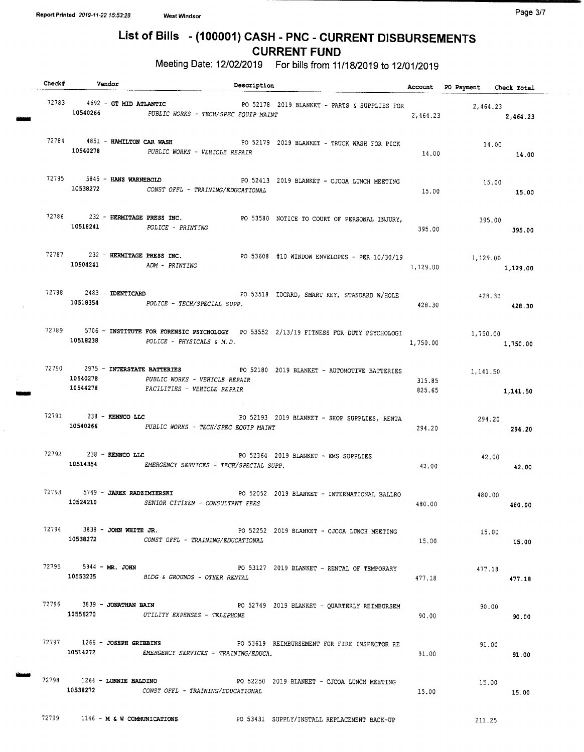# List of Bills - (100001) CASH - PNC - CURRENT DISBURSEMENTS

## CURRENT FUND

Meeting Date: 12/02/2019 For bills from 11/18/2019 to 12/01/2019

| Check# | Vendor | Description | Account | PO Payment | Check Total |
|---|---|---|---|---|---|
| 72783 | 4692 - **GT MID ATLANTIC** | PO 52178 2019 BLANKET - PARTS & SUPPLIES FOR | | 2,464.23 | |
| | 10540266 | *PUBLIC WORKS - TECH/SPEC EQUIP MAINT* | 2,464.23 | | 2,464.23 |
| 72784 | 4851 - **HAMILTON CAR WASH** | PO 52179 2019 BLANKET - TRUCK WASH FOR PICK | | 14.00 | |
| | 10540278 | *PUBLIC WORKS - VEHICLE REPAIR* | 14.00 | | 14.00 |
| 72785 | 5845 - **HANS WARNEBOLD** | PO 52413 2019 BLANKET - CJCOA LUNCH MEETING | | 15.00 | |
| | 10538272 | *CONST OFFL - TRAINING/EDUCATIONAL* | 15.00 | | 15.00 |
| 72786 | 232 - **HERMITAGE PRESS INC.** | PO 53580 NOTICE TO COURT OF PERSONAL INJURY, | | 395.00 | |
| | 10518241 | *POLICE - PRINTING* | 395.00 | | 395.00 |
| 72787 | 232 - **HERMITAGE PRESS INC.** | PO 53608 #10 WINDOW ENVELOPES - PER 10/30/19 | | 1,129.00 | |
| | 10504241 | *ADM - PRINTING* | 1,129.00 | | 1,129.00 |
| 72788 | 2483 - **IDENTICARD** | PO 53518 IDCARD, SMART KEY, STANDARD W/HOLE | | 428.30 | |
| | 10518354 | *POLICE - TECH/SPECIAL SUPP.* | 428.30 | | 428.30 |
| 72789 | 5706 - **INSTITUTE FOR FORENSIC PSYCHOLOGY** | PO 53552 2/13/19 FITNESS FOR DUTY PSYCHOLOGI | | 1,750.00 | |
| | 10518238 | *POLICE - PHYSICALS & M.D.* | 1,750.00 | | 1,750.00 |
| 72790 | 2975 - **INTERSTATE BATTERIES** | PO 52180 2019 BLANKET - AUTOMOTIVE BATTERIES | | 1,141.50 | |
| | 10540278 | *PUBLIC WORKS - VEHICLE REPAIR* | 315.85 | | |
| | 10544278 | *FACILITIES - VEHICLE REPAIR* | 825.65 | | 1,141.50 |
| 72791 | 238 - **KENNCO LLC** | PO 52193 2019 BLANKET - SHOP SUPPLIES, RENTA | | 294.20 | |
| | 10540266 | *PUBLIC WORKS - TECH/SPEC EQUIP MAINT* | 294.20 | | 294.20 |
| 72792 | 238 - **KENNCO LLC** | PO 52364 2019 BLANKET - EMS SUPPLIES | | 42.00 | |
| | 10514354 | *EMERGENCY SERVICES - TECH/SPECIAL SUPP.* | 42.00 | | 42.00 |
| 72793 | 5749 - **JAREK RADZIMIERSKI** | PO 52052 2019 BLANKET - INTERNATIONAL BALLRO | | 480.00 | |
| | 10524210 | *SENIOR CITIZEN - CONSULTANT FEES* | 480.00 | | 480.00 |
| 72794 | 3838 - **JOHN WHITE JR.** | PO 52252 2019 BLANKET - CJCOA LUNCH MEETING | | 15.00 | |
| | 10538272 | *CONST OFFL - TRAINING/EDUCATIONAL* | 15.00 | | 15.00 |
| 72795 | 5944 - **MR. JOHN** | PO 53127 2019 BLANKET - RENTAL OF TEMPORARY | | 477.18 | |
| | 10553235 | *BLDG & GROUNDS - OTHER RENTAL* | 477.18 | | 477.18 |
| 72796 | 3839 - **JONATHAN BAIN** | PO 52749 2019 BLANKET - QUARTERLY REIMBURSEM | | 90.00 | |
| | 10556270 | *UTILITY EXPENSES - TELEPHONE* | 90.00 | | 90.00 |
| 72797 | 1266 - **JOSEPH GRIBBINS** | PO 53619 REIMBURSEMENT FOR FIRE INSPECTOR RE | | 91.00 | |
| | 10514272 | *EMERGENCY SERVICES - TRAINING/EDUCA.* | 91.00 | | 91.00 |
| 72798 | 1264 - **LONNIE BALDINO** | PO 52250 2019 BLANKET - CJCOA LUNCH MEETING | | 15.00 | |
| | 10538272 | *CONST OFFL - TRAINING/EDUCATIONAL* | 15.00 | | 15.00 |
| 72799 | 1146 - **M & W COMMUNICATIONS** | PO 53431 SUPPLY/INSTALL REPLACEMENT BACK-UP | | 211.25 | |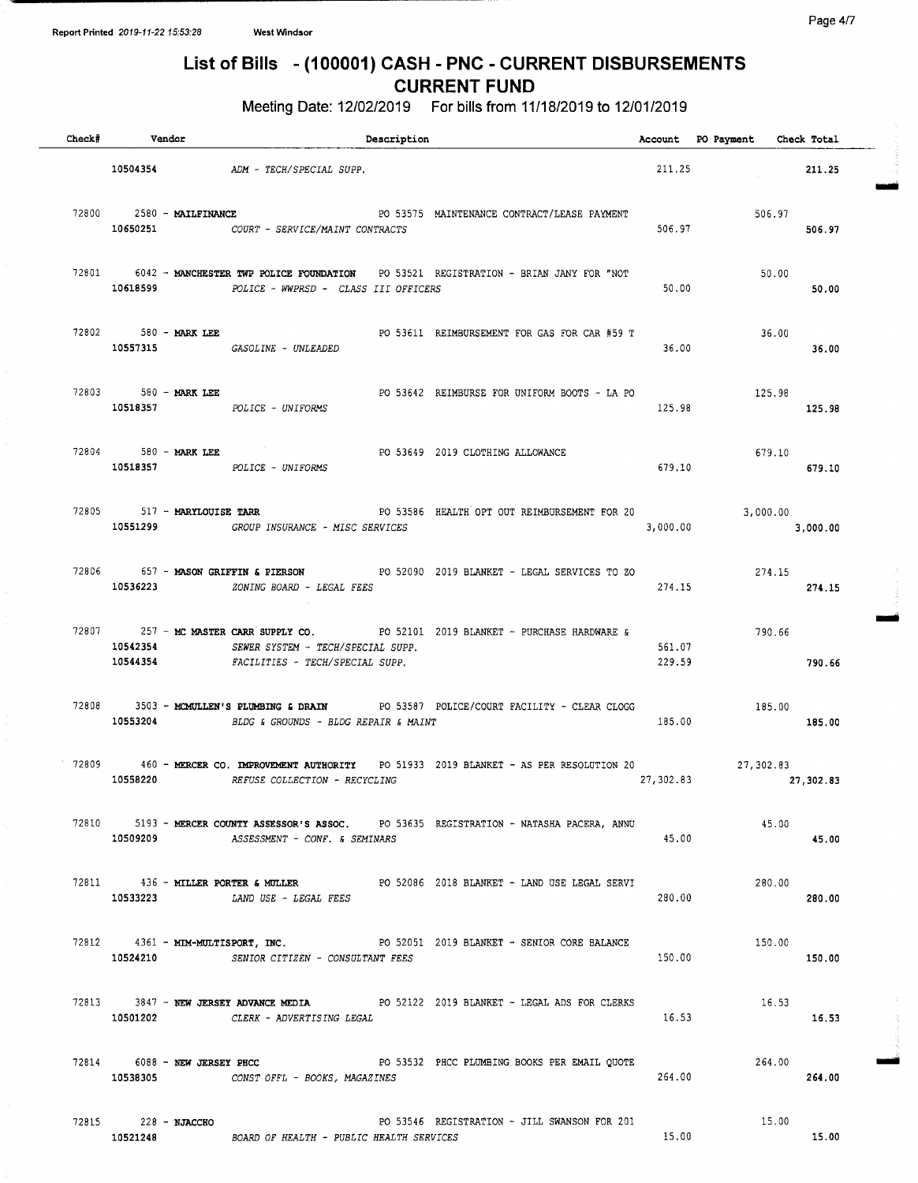Report Printed 2019-11-22 15:53:28 West Windsor

# List of Bills - (100001) CASH - PNC - CURRENT DISBURSEMENTS
## CURRENT FUND

Meeting Date: 12/02/2019 For bills from 11/18/2019 to 12/01/2019

| Check# | Vendor | Description | Account | PO Payment | Check Total |
|---|---|---|---|---|---|
| | 10504354 | ADM - TECH/SPECIAL SUPP. | 211.25 | | 211.25 |
| 72800 | 2580 - **MAILFINANCE** | PO 53575 MAINTENANCE CONTRACT/LEASE PAYMENT | | 506.97 | |
| | 10650251 | COURT - SERVICE/MAINT CONTRACTS | 506.97 | | 506.97 |
| 72801 | 6042 - **MANCHESTER TWP POLICE FOUNDATION** | PO 53521 REGISTRATION - BRIAN JANY FOR "NOT | | 50.00 | |
| | 10618599 | POLICE - WWPRSD - CLASS III OFFICERS | 50.00 | | 50.00 |
| 72802 | 580 - **MARK LEE** | PO 53611 REIMBURSEMENT FOR GAS FOR CAR #59 T | | 36.00 | |
| | 10557315 | GASOLINE - UNLEADED | 36.00 | | 36.00 |
| 72803 | 580 - **MARK LEE** | PO 53642 REIMBURSE FOR UNIFORM BOOTS - LA PO | | 125.98 | |
| | 10518357 | POLICE - UNIFORMS | 125.98 | | 125.98 |
| 72804 | 580 - **MARK LEE** | PO 53649 2019 CLOTHING ALLOWANCE | | 679.10 | |
| | 10518357 | POLICE - UNIFORMS | 679.10 | | 679.10 |
| 72805 | 517 - **MARYLOUISE TARR** | PO 53586 HEALTH OPT OUT REIMBURSEMENT FOR 20 | | 3,000.00 | |
| | 10551299 | GROUP INSURANCE - MISC SERVICES | 3,000.00 | | 3,000.00 |
| 72806 | 657 - **MASON GRIFFIN & PIERSON** | PO 52090 2019 BLANKET - LEGAL SERVICES TO ZO | | 274.15 | |
| | 10536223 | ZONING BOARD - LEGAL FEES | 274.15 | | 274.15 |
| 72807 | 257 - **MC MASTER CARR SUPPLY CO.** | PO 52101 2019 BLANKET - PURCHASE HARDWARE & | | 790.66 | |
| | 10542354 | SEWER SYSTEM - TECH/SPECIAL SUPP. | 561.07 | | |
| | 10544354 | FACILITIES - TECH/SPECIAL SUPP. | 229.59 | | 790.66 |
| 72808 | 3503 - **MCMULLEN'S PLUMBING & DRAIN** | PO 53587 POLICE/COURT FACILITY - CLEAR CLOGG | | 185.00 | |
| | 10553204 | BLDG & GROUNDS - BLDG REPAIR & MAINT | 185.00 | | 185.00 |
| 72809 | 460 - **MERCER CO. IMPROVEMENT AUTHORITY** | PO 51933 2019 BLANKET - AS PER RESOLUTION 20 | | 27,302.83 | |
| | 10558220 | REFUSE COLLECTION - RECYCLING | 27,302.83 | | 27,302.83 |
| 72810 | 5193 - **MERCER COUNTY ASSESSOR'S ASSOC.** | PO 53635 REGISTRATION - NATASHA PACERA, ANNU | | 45.00 | |
| | 10509209 | ASSESSMENT - CONF. & SEMINARS | 45.00 | | 45.00 |
| 72811 | 436 - **MILLER PORTER & MULLER** | PO 52086 2018 BLANKET - LAND USE LEGAL SERVI | | 280.00 | |
| | 10533223 | LAND USE - LEGAL FEES | 280.00 | | 280.00 |
| 72812 | 4361 - **MIM-MULTISPORT, INC.** | PO 52051 2019 BLANKET - SENIOR CORE BALANCE | | 150.00 | |
| | 10524210 | SENIOR CITIZEN - CONSULTANT FEES | 150.00 | | 150.00 |
| 72813 | 3847 - **NEW JERSEY ADVANCE MEDIA** | PO 52122 2019 BLANKET - LEGAL ADS FOR CLERKS | | 16.53 | |
| | 10501202 | CLERK - ADVERTISING LEGAL | 16.53 | | 16.53 |
| 72814 | 6088 - **NEW JERSEY PHCC** | PO 53532 PHCC PLUMBING BOOKS PER EMAIL QUOTE | | 264.00 | |
| | 10538305 | CONST OFFL - BOOKS, MAGAZINES | 264.00 | | 264.00 |
| 72815 | 228 - **NJACCHO** | PO 53546 REGISTRATION - JILL SWANSON FOR 201 | | 15.00 | |
| | 10521248 | BOARD OF HEALTH - PUBLIC HEALTH SERVICES | 15.00 | | 15.00 |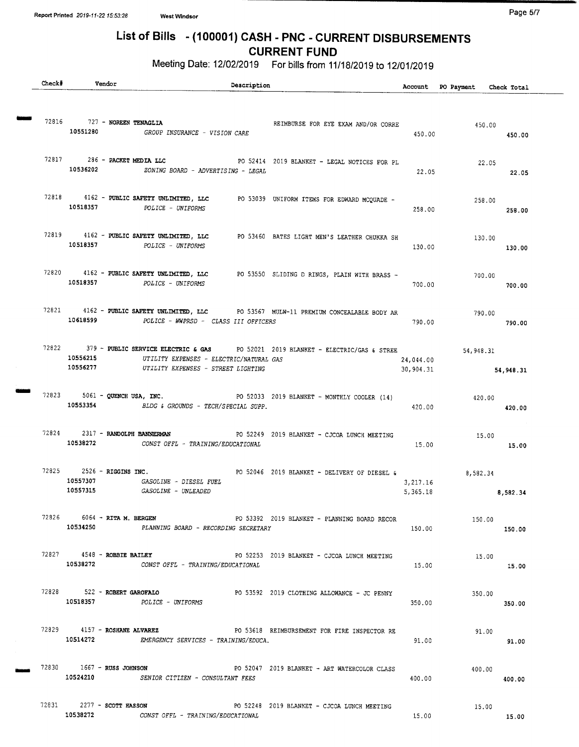# List of Bills - (100001) CASH - PNC - CURRENT DISBURSEMENTS

## CURRENT FUND

Meeting Date: 12/02/2019 For bills from 11/18/2019 to 12/01/2019

| Check# | Vendor | Description | Account | PO Payment | Check Total |
|---|---|---|---|---|---|
| 72816 | 727 - **NOREEN TENAGLIA** | REIMBURSE FOR EYE EXAM AND/OR CORRE | | 450.00 | |
| | 10551280 | *GROUP INSURANCE - VISION CARE* | 450.00 | | 450.00 |
| 72817 | 286 - **PACKET MEDIA LLC** | PO 52414 2019 BLANKET - LEGAL NOTICES FOR PL | | 22.05 | |
| | 10536202 | *ZONING BOARD - ADVERTISING - LEGAL* | 22.05 | | 22.05 |
| 72818 | 4162 - **PUBLIC SAFETY UNLIMITED, LLC** | PO 53039 UNIFORM ITEMS FOR EDWARD MCQUADE - | | 258.00 | |
| | 10518357 | *POLICE - UNIFORMS* | 258.00 | | 258.00 |
| 72819 | 4162 - **PUBLIC SAFETY UNLIMITED, LLC** | PO 53460 BATES LIGHT MEN'S LEATHER CHUKKA SH | | 130.00 | |
| | 10518357 | *POLICE - UNIFORMS* | 130.00 | | 130.00 |
| 72820 | 4162 - **PUBLIC SAFETY UNLIMITED, LLC** | PO 53550 SLIDING D RINGS, PLAIN WITH BRASS - | | 700.00 | |
| | 10518357 | *POLICE - UNIFORMS* | 700.00 | | 700.00 |
| 72821 | 4162 - **PUBLIC SAFETY UNLIMITED, LLC** | PO 53567 MULW-11 PREMIUM CONCEALABLE BODY AR | | 790.00 | |
| | 10618599 | *POLICE - WWPRSD - CLASS III OFFICERS* | 790.00 | | 790.00 |
| 72822 | 379 - **PUBLIC SERVICE ELECTRIC & GAS** | PO 52021 2019 BLANKET - ELECTRIC/GAS & STREE | | 54,948.31 | |
| | 10556215 | *UTILITY EXPENSES - ELECTRIC/NATURAL GAS* | 24,044.00 | | |
| | 10556277 | *UTILITY EXPENSES - STREET LIGHTING* | 30,904.31 | | 54,948.31 |
| 72823 | 5061 - **QUENCH USA, INC.** | PO 52033 2019 BLANKET - MONTHLY COOLER (14) | | 420.00 | |
| | 10553354 | *BLDG & GROUNDS - TECH/SPECIAL SUPP.* | 420.00 | | 420.00 |
| 72824 | 2317 - **RANDOLPH BANNERMAN** | PO 52249 2019 BLANKET - CJCOA LUNCH MEETING | | 15.00 | |
| | 10538272 | *CONST OFFL - TRAINING/EDUCATIONAL* | 15.00 | | 15.00 |
| 72825 | 2526 - **RIGGINS INC.** | PO 52046 2019 BLANKET - DELIVERY OF DIESEL & | | 8,582.34 | |
| | 10557307 | *GASOLINE - DIESEL FUEL* | 3,217.16 | | |
| | 10557315 | *GASOLINE - UNLEADED* | 5,365.18 | | 8,582.34 |
| 72826 | 6064 - **RITA M. BERGEN** | PO 53392 2019 BLANKET - PLANNING BOARD RECOR | | 150.00 | |
| | 10534250 | *PLANNING BOARD - RECORDING SECRETARY* | 150.00 | | 150.00 |
| 72827 | 4548 - **ROBBIE BAILEY** | PO 52253 2019 BLANKET - CJCOA LUNCH MEETING | | 15.00 | |
| | 10538272 | *CONST OFFL - TRAINING/EDUCATIONAL* | 15.00 | | 15.00 |
| 72828 | 522 - **ROBERT GAROFALO** | PO 53592 2019 CLOTHING ALLOWANCE - JC PENNY | | 350.00 | |
| | 10518357 | *POLICE - UNIFORMS* | 350.00 | | 350.00 |
| 72829 | 4157 - **ROSHANE ALVAREZ** | PO 53618 REIMBURSEMENT FOR FIRE INSPECTOR RE | | 91.00 | |
| | 10514272 | *EMERGENCY SERVICES - TRAINING/EDUCA.* | 91.00 | | 91.00 |
| 72830 | 1667 - **RUSS JOHNSON** | PO 52047 2019 BLANKET - ART WATERCOLOR CLASS | | 400.00 | |
| | 10524210 | *SENIOR CITIZEN - CONSULTANT FEES* | 400.00 | | 400.00 |
| 72831 | 2277 - **SCOTT HASSON** | PO 52248 2019 BLANKET - CJCOA LUNCH MEETING | | 15.00 | |
| | 10538272 | *CONST OFFL - TRAINING/EDUCATIONAL* | 15.00 | | 15.00 |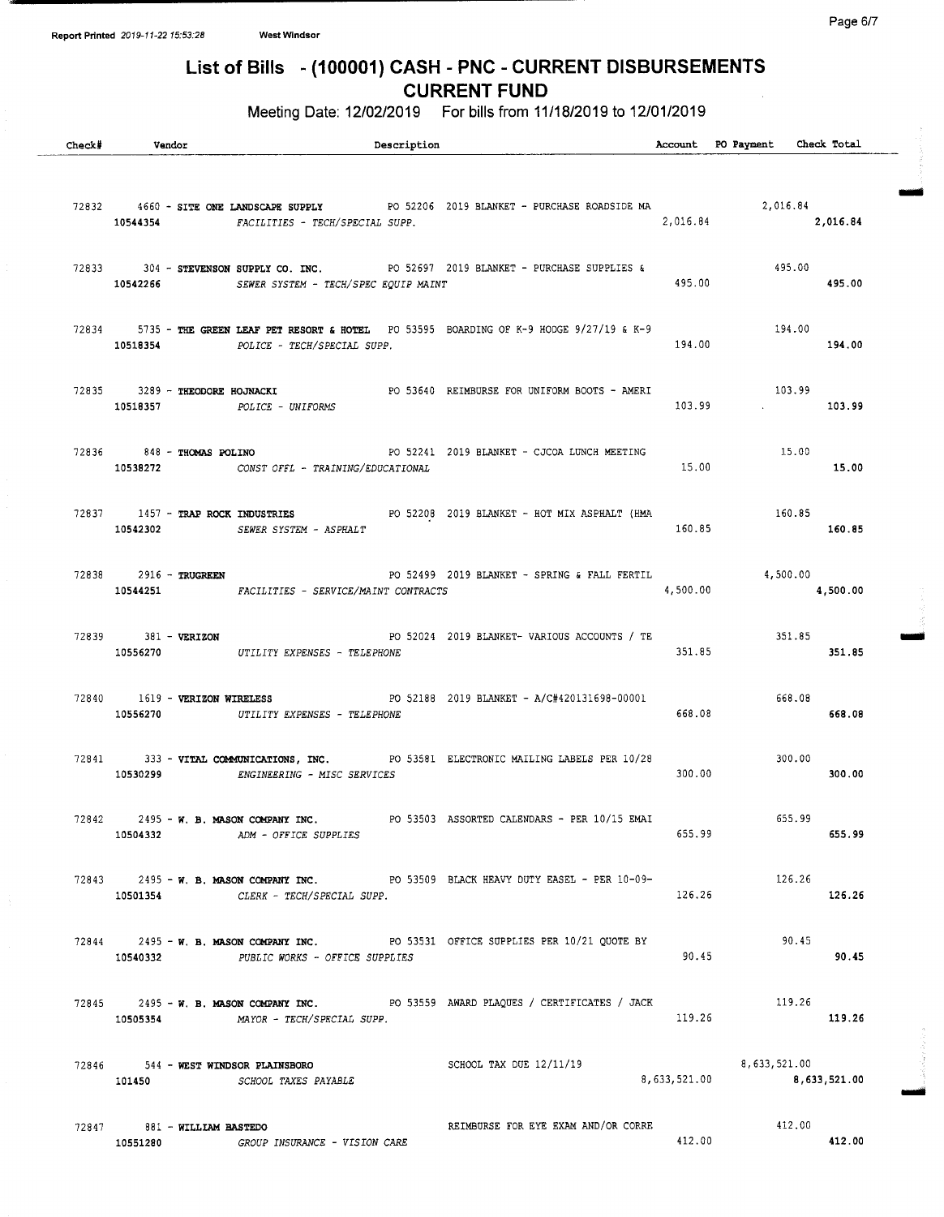# List of Bills - (100001) CASH - PNC - CURRENT DISBURSEMENTS

## CURRENT FUND

Meeting Date: 12/02/2019 For bills from 11/18/2019 to 12/01/2019

| Check# | Vendor | Description | Account | PO Payment | Check Total |
|---|---|---|---|---|---|
| 72832 | 4660 - **SITE ONE LANDSCAPE SUPPLY** | PO 52206 2019 BLANKET - PURCHASE ROADSIDE MA | | 2,016.84 | |
| 10544354 | *FACILITIES - TECH/SPECIAL SUPP.* | | 2,016.84 | | **2,016.84** |
| 72833 | 304 - **STEVENSON SUPPLY CO. INC.** | PO 52697 2019 BLANKET - PURCHASE SUPPLIES & | | 495.00 | |
| 10542266 | *SEWER SYSTEM - TECH/SPEC EQUIP MAINT* | | 495.00 | | **495.00** |
| 72834 | 5735 - **THE GREEN LEAF PET RESORT & HOTEL** | PO 53595 BOARDING OF K-9 HODGE 9/27/19 & K-9 | | 194.00 | |
| 10518354 | *POLICE - TECH/SPECIAL SUPP.* | | 194.00 | | **194.00** |
| 72835 | 3289 - **THEODORE HOJNACKI** | PO 53640 REIMBURSE FOR UNIFORM BOOTS - AMERI | | 103.99 | |
| 10518357 | *POLICE - UNIFORMS* | | 103.99 | | **103.99** |
| 72836 | 848 - **THOMAS POLINO** | PO 52241 2019 BLANKET - CJCOA LUNCH MEETING | | 15.00 | |
| 10538272 | *CONST OFFL - TRAINING/EDUCATIONAL* | | 15.00 | | **15.00** |
| 72837 | 1457 - **TRAP ROCK INDUSTRIES** | PO 52208 2019 BLANKET - HOT MIX ASPHALT (HMA | | 160.85 | |
| 10542302 | *SEWER SYSTEM - ASPHALT* | | 160.85 | | **160.85** |
| 72838 | 2916 - **TRUGREEN** | PO 52499 2019 BLANKET - SPRING & FALL FERTIL | | 4,500.00 | |
| 10544251 | *FACILITIES - SERVICE/MAINT CONTRACTS* | | 4,500.00 | | **4,500.00** |
| 72839 | 381 - **VERIZON** | PO 52024 2019 BLANKET- VARIOUS ACCOUNTS / TE | | 351.85 | |
| 10556270 | *UTILITY EXPENSES - TELEPHONE* | | 351.85 | | **351.85** |
| 72840 | 1619 - **VERIZON WIRELESS** | PO 52188 2019 BLANKET - A/C#420131698-00001 | | 668.08 | |
| 10556270 | *UTILITY EXPENSES - TELEPHONE* | | 668.08 | | **668.08** |
| 72841 | 333 - **VITAL COMMUNICATIONS, INC.** | PO 53581 ELECTRONIC MAILING LABELS PER 10/28 | | 300.00 | |
| 10530299 | *ENGINEERING - MISC SERVICES* | | 300.00 | | **300.00** |
| 72842 | 2495 - **W. B. MASON COMPANY INC.** | PO 53503 ASSORTED CALENDARS - PER 10/15 EMAI | | 655.99 | |
| 10504332 | *ADM - OFFICE SUPPLIES* | | 655.99 | | **655.99** |
| 72843 | 2495 - **W. B. MASON COMPANY INC.** | PO 53509 BLACK HEAVY DUTY EASEL - PER 10-09- | | 126.26 | |
| 10501354 | *CLERK - TECH/SPECIAL SUPP.* | | 126.26 | | **126.26** |
| 72844 | 2495 - **W. B. MASON COMPANY INC.** | PO 53531 OFFICE SUPPLIES PER 10/21 QUOTE BY | | 90.45 | |
| 10540332 | *PUBLIC WORKS - OFFICE SUPPLIES* | | 90.45 | | **90.45** |
| 72845 | 2495 - **W. B. MASON COMPANY INC.** | PO 53559 AWARD PLAQUES / CERTIFICATES / JACK | | 119.26 | |
| 10505354 | *MAYOR - TECH/SPECIAL SUPP.* | | 119.26 | | **119.26** |
| 72846 | 544 - **WEST WINDSOR PLAINSBORO** | SCHOOL TAX DUE 12/11/19 | | 8,633,521.00 | |
| 101450 | *SCHOOL TAXES PAYABLE* | | 8,633,521.00 | | **8,633,521.00** |
| 72847 | 881 - **WILLIAM BASTEDO** | REIMBURSE FOR EYE EXAM AND/OR CORRE | | 412.00 | |
| 10551280 | *GROUP INSURANCE - VISION CARE* | | 412.00 | | **412.00** |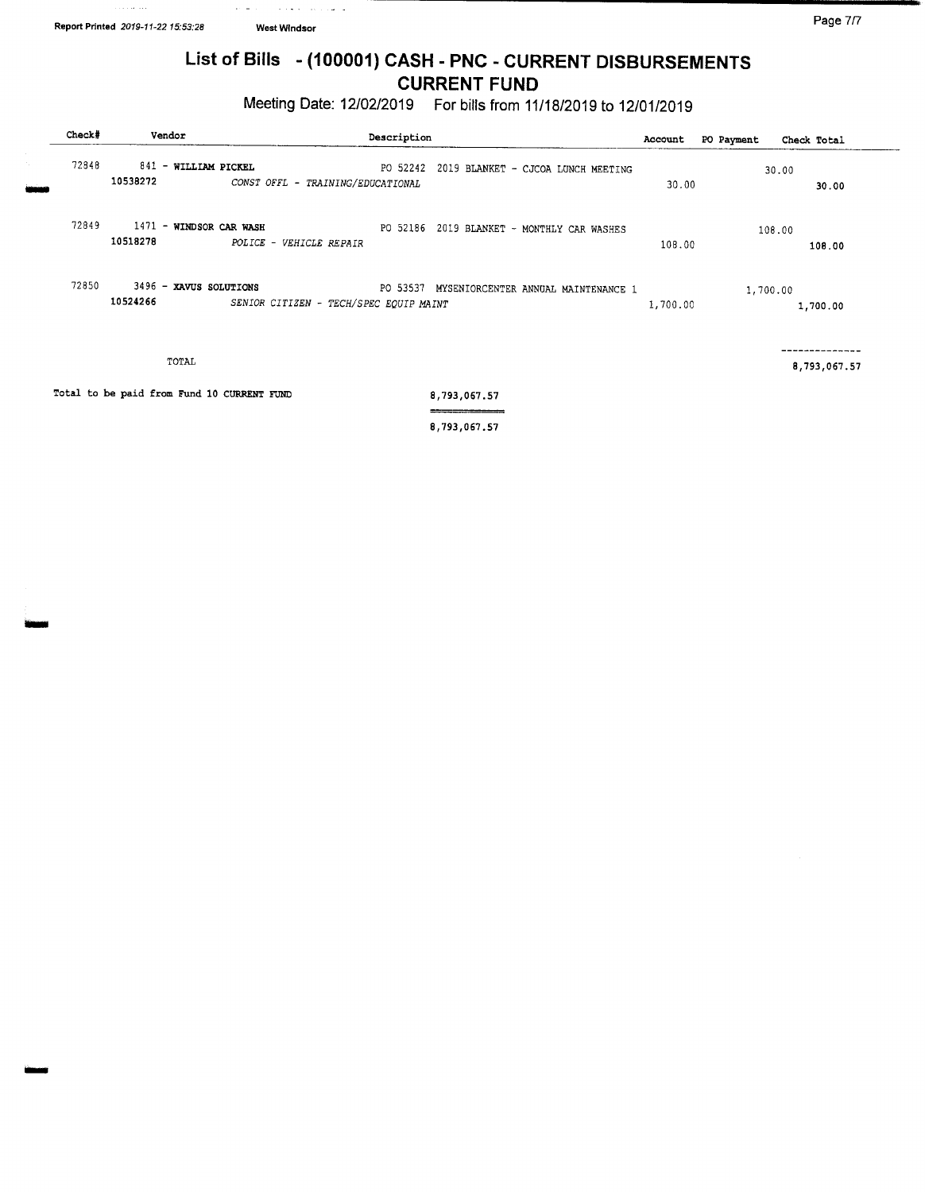# List of Bills - (100001) CASH - PNC - CURRENT DISBURSEMENTS
## CURRENT FUND

Meeting Date: 12/02/2019 For bills from 11/18/2019 to 12/01/2019

| Check# | Vendor | Description | Account | PO Payment | Check Total |
|---|---|---|---|---|---|
| 72848 | 841 - **WILLIAM PICKEL** | PO 52242 2019 BLANKET - CJCOA LUNCH MEETING | | 30.00 | |
| | 10538272 | *CONST OFFL - TRAINING/EDUCATIONAL* | 30.00 | | 30.00 |
| 72849 | 1471 - **WINDSOR CAR WASH** | PO 52186 2019 BLANKET - MONTHLY CAR WASHES | | 108.00 | |
| | 10518278 | *POLICE - VEHICLE REPAIR* | 108.00 | | 108.00 |
| 72850 | 3496 - **XAVUS SOLUTIONS** | PO 53537 MYSENIORCENTER ANNUAL MAINTENANCE 1 | | 1,700.00 | |
| | 10524266 | *SENIOR CITIZEN - TECH/SPEC EQUIP MAINT* | 1,700.00 | | 1,700.00 |
| | TOTAL | | | | 8,793,067.57 |

Total to be paid from Fund 10 CURRENT FUND 8,793,067.57

8,793,067.57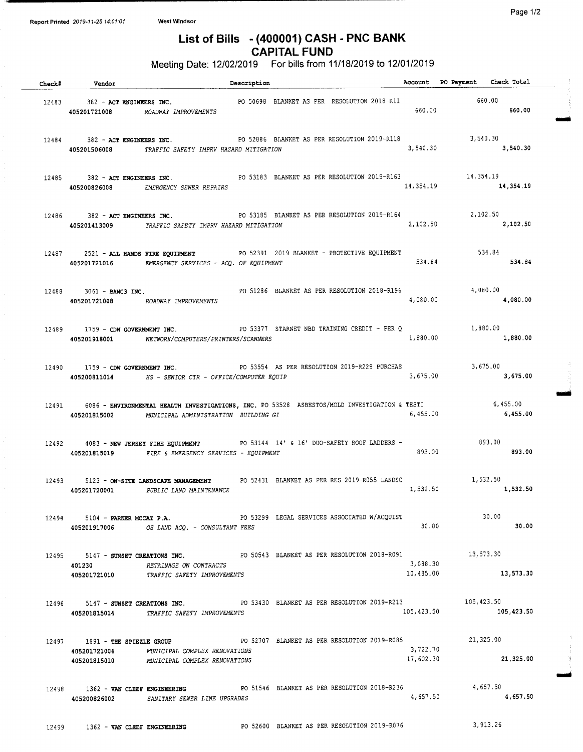Report Printed 2019-11-25 14:01:01 West Windsor

# List of Bills - (400001) CASH - PNC BANK
## CAPITAL FUND

Meeting Date: 12/02/2019 For bills from 11/18/2019 to 12/01/2019

| Check# | Vendor | Description | Account | PO Payment | Check Total |
|---|---|---|---|---|---|
| 12483 | 382 - **ACT ENGINEERS INC.** | PO 50698 BLANKET AS PER RESOLUTION 2018-R11 | | 660.00 | |
| | 405201721008 | *ROADWAY IMPROVEMENTS* | 660.00 | | **660.00** |
| 12484 | 382 - **ACT ENGINEERS INC.** | PO 52886 BLANKET AS PER RESOLUTION 2019-R118 | | 3,540.30 | |
| | 405201506008 | *TRAFFIC SAFETY IMPRV HAZARD MITIGATION* | 3,540.30 | | **3,540.30** |
| 12485 | 382 - **ACT ENGINEERS INC.** | PO 53183 BLANKET AS PER RESOLUTION 2019-R163 | | 14,354.19 | |
| | 405200826008 | *EMERGENCY SEWER REPAIRS* | 14,354.19 | | **14,354.19** |
| 12486 | 382 - **ACT ENGINEERS INC.** | PO 53185 BLANKET AS PER RESOLUTION 2019-R164 | | 2,102.50 | |
| | 405201413009 | *TRAFFIC SAFETY IMPRV HAZARD MITIGATION* | 2,102.50 | | **2,102.50** |
| 12487 | 2521 - **ALL HANDS FIRE EQUIPMENT** | PO 52391 2019 BLANKET - PROTECTIVE EQUIPMENT | | 534.84 | |
| | 405201721016 | *EMERGENCY SERVICES - ACQ. OF EQUIPMENT* | 534.84 | | **534.84** |
| 12488 | 3061 - **BANC3 INC.** | PO 51286 BLANKET AS PER RESOLUTION 2018-R196 | | 4,080.00 | |
| | 405201721008 | *ROADWAY IMPROVEMENTS* | 4,080.00 | | **4,080.00** |
| 12489 | 1759 - **CDW GOVERNMENT INC.** | PO 53377 STARNET NBD TRAINING CREDIT - PER Q | | 1,880.00 | |
| | 405201918001 | *NETWORK/COMPUTERS/PRINTERS/SCANNERS* | 1,880.00 | | **1,880.00** |
| 12490 | 1759 - **CDW GOVERNMENT INC.** | PO 53554 AS PER RESOLUTION 2019-R229 PURCHAS | | 3,675.00 | |
| | 405200811014 | *HS - SENIOR CTR - OFFICE/COMPUTER EQUIP* | 3,675.00 | | **3,675.00** |
| 12491 | 6086 - **ENVIRONMENTAL HEALTH INVESTIGATIONS, INC.** | PO 53528 ASBESTOS/MOLD INVESTIGATION & TESTI | | 6,455.00 | |
| | 405201815002 | *MUNICIPAL ADMINISTRATION BUILDING GI* | 6,455.00 | | **6,455.00** |
| 12492 | 4083 - **NEW JERSEY FIRE EQUIPMENT** | PO 53144 14' & 16' DUO-SAFETY ROOF LADDERS - | | 893.00 | |
| | 405201815019 | *FIRE & EMERGENCY SERVICES - EQUIPMENT* | 893.00 | | **893.00** |
| 12493 | 5123 - **ON-SITE LANDSCAPE MANAGEMENT** | PO 52431 BLANKET AS PER RES 2019-R055 LANDSC | | 1,532.50 | |
| | 405201720001 | *PUBLIC LAND MAINTENANCE* | 1,532.50 | | **1,532.50** |
| 12494 | 5104 - **PARKER MCCAY P.A.** | PO 53299 LEGAL SERVICES ASSOCIATED W/ACQUIST | | 30.00 | |
| | 405201917006 | *OS LAND ACQ. - CONSULTANT FEES* | 30.00 | | **30.00** |
| 12495 | 5147 - **SUNSET CREATIONS INC.** | PO 50543 BLANKET AS PER RESOLUTION 2018-R091 | | 13,573.30 | |
| | 401230 | *RETAINAGE ON CONTRACTS* | 3,088.30 | | |
| | 405201721010 | *TRAFFIC SAFETY IMPROVEMENTS* | 10,485.00 | | **13,573.30** |
| 12496 | 5147 - **SUNSET CREATIONS INC.** | PO 53430 BLANKET AS PER RESOLUTION 2019-R213 | | 105,423.50 | |
| | 405201815014 | *TRAFFIC SAFETY IMPROVEMENTS* | 105,423.50 | | **105,423.50** |
| 12497 | 1891 - **THE SPIEZLE GROUP** | PO 52707 BLANKET AS PER RESOLUTION 2019-R085 | | 21,325.00 | |
| | 405201721006 | *MUNICIPAL COMPLEX RENOVATIONS* | 3,722.70 | | |
| | 405201815010 | *MUNICIPAL COMPLEX RENOVATIONS* | 17,602.30 | | **21,325.00** |
| 12498 | 1362 - **VAN CLEEF ENGINEERING** | PO 51546 BLANKET AS PER RESOLUTION 2018-R236 | | 4,657.50 | |
| | 405200826002 | *SANITARY SEWER LINE UPGRADES* | 4,657.50 | | **4,657.50** |
| 12499 | 1362 - **VAN CLEEF ENGINEERING** | PO 52600 BLANKET AS PER RESOLUTION 2019-R076 | | 3,913.26 | |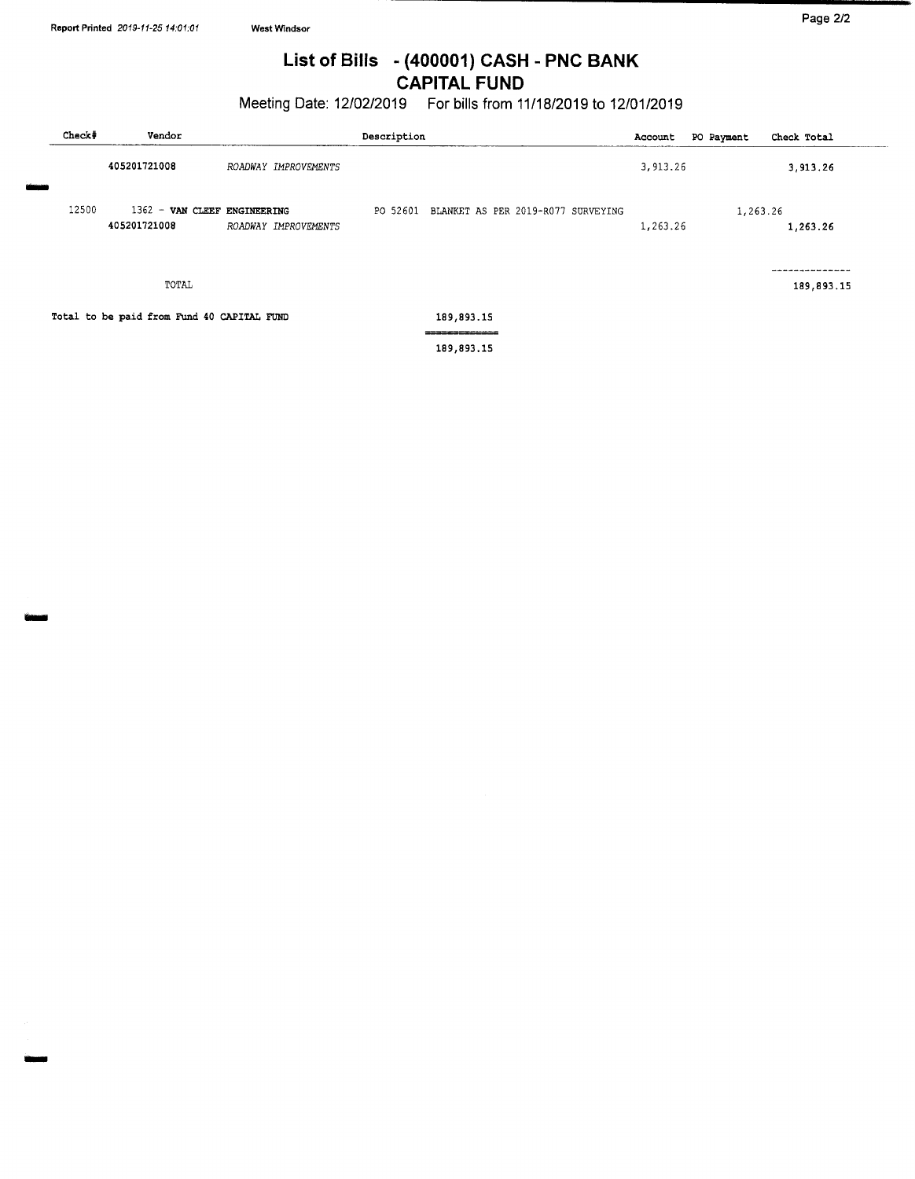# List of Bills - (400001) CASH - PNC BANK
## CAPITAL FUND

Meeting Date: 12/02/2019 For bills from 11/18/2019 to 12/01/2019

| Check# | Vendor | | Description | Account | PO Payment | Check Total |
|---|---|---|---|---|---|---|
| | 405201721008 | *ROADWAY IMPROVEMENTS* | | 3,913.26 | | 3,913.26 |
| 12500 | 1362 - **VAN CLEEF ENGINEERING** | | PO 52601 BLANKET AS PER 2019-R077 SURVEYING | | 1,263.26 | |
| | 405201721008 | *ROADWAY IMPROVEMENTS* | | 1,263.26 | | 1,263.26 |
| | TOTAL | | | | | 189,893.15 |

Total to be paid from Fund 40 CAPITAL FUND 189,893.15

189,893.15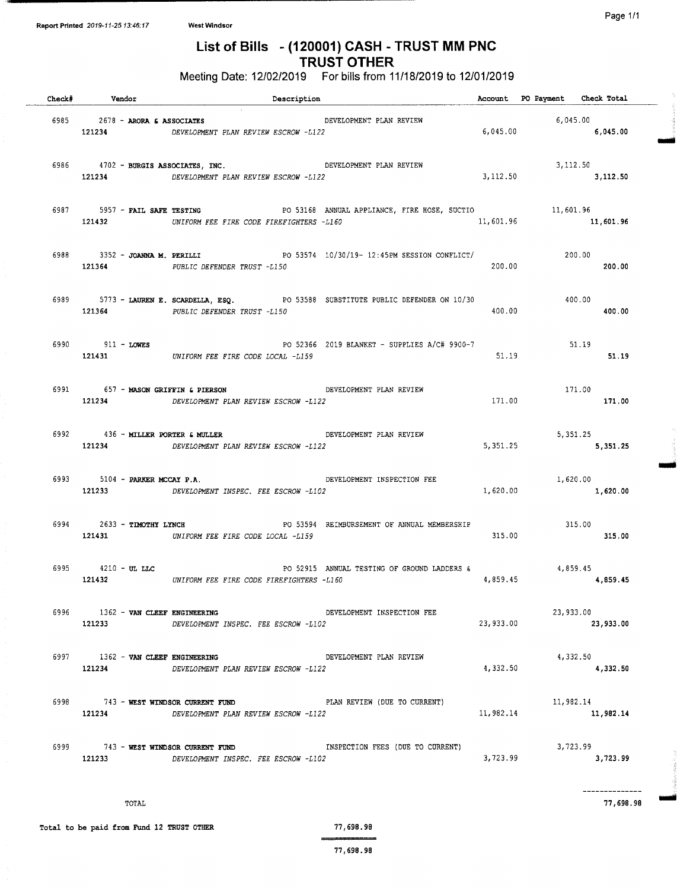Report Printed 2019-11-25 13:46:17 West Windsor

# List of Bills - (120001) CASH - TRUST MM PNC TRUST OTHER

Meeting Date: 12/02/2019 For bills from 11/18/2019 to 12/01/2019

| Check# | Vendor | Description | Account | PO Payment | Check Total |
|---|---|---|---|---|---|
| 6985 | 2678 - **ARORA & ASSOCIATES** | DEVELOPMENT PLAN REVIEW | | 6,045.00 | |
| | 121234 | *DEVELOPMENT PLAN REVIEW ESCROW -L122* | 6,045.00 | | **6,045.00** |
| 6986 | 4702 - **BURGIS ASSOCIATES, INC.** | DEVELOPMENT PLAN REVIEW | | 3,112.50 | |
| | 121234 | *DEVELOPMENT PLAN REVIEW ESCROW -L122* | 3,112.50 | | **3,112.50** |
| 6987 | 5957 - **FAIL SAFE TESTING** | PO 53168 ANNUAL APPLIANCE, FIRE HOSE, SUCTIO | | 11,601.96 | |
| | 121432 | *UNIFORM FEE FIRE CODE FIREFIGHTERS -L160* | 11,601.96 | | **11,601.96** |
| 6988 | 3352 - **JOANNA M. PERILLI** | PO 53574 10/30/19- 12:45PM SESSION CONFLICT/ | | 200.00 | |
| | 121364 | *PUBLIC DEFENDER TRUST -L150* | 200.00 | | **200.00** |
| 6989 | 5773 - **LAUREN E. SCARDELLA, ESQ.** | PO 53588 SUBSTITUTE PUBLIC DEFENDER ON 10/30 | | 400.00 | |
| | 121364 | *PUBLIC DEFENDER TRUST -L150* | 400.00 | | **400.00** |
| 6990 | 911 - **LOWES** | PO 52366 2019 BLANKET - SUPPLIES A/C# 9900-7 | | 51.19 | |
| | 121431 | *UNIFORM FEE FIRE CODE LOCAL -L159* | 51.19 | | **51.19** |
| 6991 | 657 - **MASON GRIFFIN & PIERSON** | DEVELOPMENT PLAN REVIEW | | 171.00 | |
| | 121234 | *DEVELOPMENT PLAN REVIEW ESCROW -L122* | 171.00 | | **171.00** |
| 6992 | 436 - **MILLER PORTER & MULLER** | DEVELOPMENT PLAN REVIEW | | 5,351.25 | |
| | 121234 | *DEVELOPMENT PLAN REVIEW ESCROW -L122* | 5,351.25 | | **5,351.25** |
| 6993 | 5104 - **PARKER MCCAY P.A.** | DEVELOPMENT INSPECTION FEE | | 1,620.00 | |
| | 121233 | *DEVELOPMENT INSPEC. FEE ESCROW -L102* | 1,620.00 | | **1,620.00** |
| 6994 | 2633 - **TIMOTHY LYNCH** | PO 53594 REIMBURSEMENT OF ANNUAL MEMBERSHIP | | 315.00 | |
| | 121431 | *UNIFORM FEE FIRE CODE LOCAL -L159* | 315.00 | | **315.00** |
| 6995 | 4210 - **UL LLC** | PO 52915 ANNUAL TESTING OF GROUND LADDERS & | | 4,859.45 | |
| | 121432 | *UNIFORM FEE FIRE CODE FIREFIGHTERS -L160* | 4,859.45 | | **4,859.45** |
| 6996 | 1362 - **VAN CLEEF ENGINEERING** | DEVELOPMENT INSPECTION FEE | | 23,933.00 | |
| | 121233 | *DEVELOPMENT INSPEC. FEE ESCROW -L102* | 23,933.00 | | **23,933.00** |
| 6997 | 1362 - **VAN CLEEF ENGINEERING** | DEVELOPMENT PLAN REVIEW | | 4,332.50 | |
| | 121234 | *DEVELOPMENT PLAN REVIEW ESCROW -L122* | 4,332.50 | | **4,332.50** |
| 6998 | 743 - **WEST WINDSOR CURRENT FUND** | PLAN REVIEW (DUE TO CURRENT) | | 11,982.14 | |
| | 121234 | *DEVELOPMENT PLAN REVIEW ESCROW -L122* | 11,982.14 | | **11,982.14** |
| 6999 | 743 - **WEST WINDSOR CURRENT FUND** | INSPECTION FEES (DUE TO CURRENT) | | 3,723.99 | |
| | 121233 | *DEVELOPMENT INSPEC. FEE ESCROW -L102* | 3,723.99 | | **3,723.99** |
| | TOTAL | | | | **77,698.98** |

**Total to be paid from Fund 12 TRUST OTHER** 77,698.98

77,698.98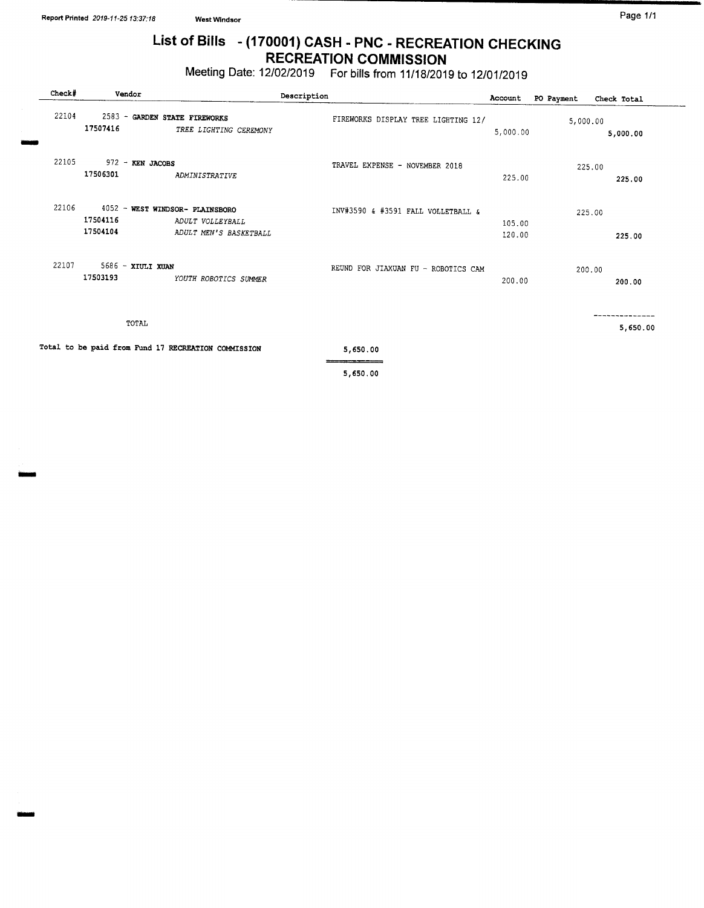Report Printed *2019-11-25 13:37:18* West Windsor

# List of Bills - (170001) CASH - PNC - RECREATION CHECKING
## RECREATION COMMISSION

Meeting Date: 12/02/2019 For bills from 11/18/2019 to 12/01/2019

| Check# | Vendor | | Description | Account | PO Payment | Check Total |
|---|---|---|---|---|---|---|
| 22104 | 2583 - **GARDEN STATE FIREWORKS** | | FIREWORKS DISPLAY TREE LIGHTING 12/ | | 5,000.00 | |
| | 17507416 | *TREE LIGHTING CEREMONY* | | 5,000.00 | | 5,000.00 |
| 22105 | 972 - **KEN JACOBS** | | TRAVEL EXPENSE - NOVEMBER 2018 | | 225.00 | |
| | 17506301 | *ADMINISTRATIVE* | | 225.00 | | 225.00 |
| 22106 | 4052 - **WEST WINDSOR- PLAINSBORO** | | INV#3590 & #3591 FALL VOLLETBALL & | | 225.00 | |
| | 17504116 | *ADULT VOLLEYBALL* | | 105.00 | | |
| | 17504104 | *ADULT MEN'S BASKETBALL* | | 120.00 | | 225.00 |
| 22107 | 5686 - **XIULI XUAN** | | REUND FOR JIAXUAN FU - ROBOTICS CAM | | 200.00 | |
| | 17503193 | *YOUTH ROBOTICS SUMMER* | | 200.00 | | 200.00 |
| | TOTAL | | | | | 5,650.00 |

Total to be paid from Fund 17 RECREATION COMMISSION 5,650.00

5,650.00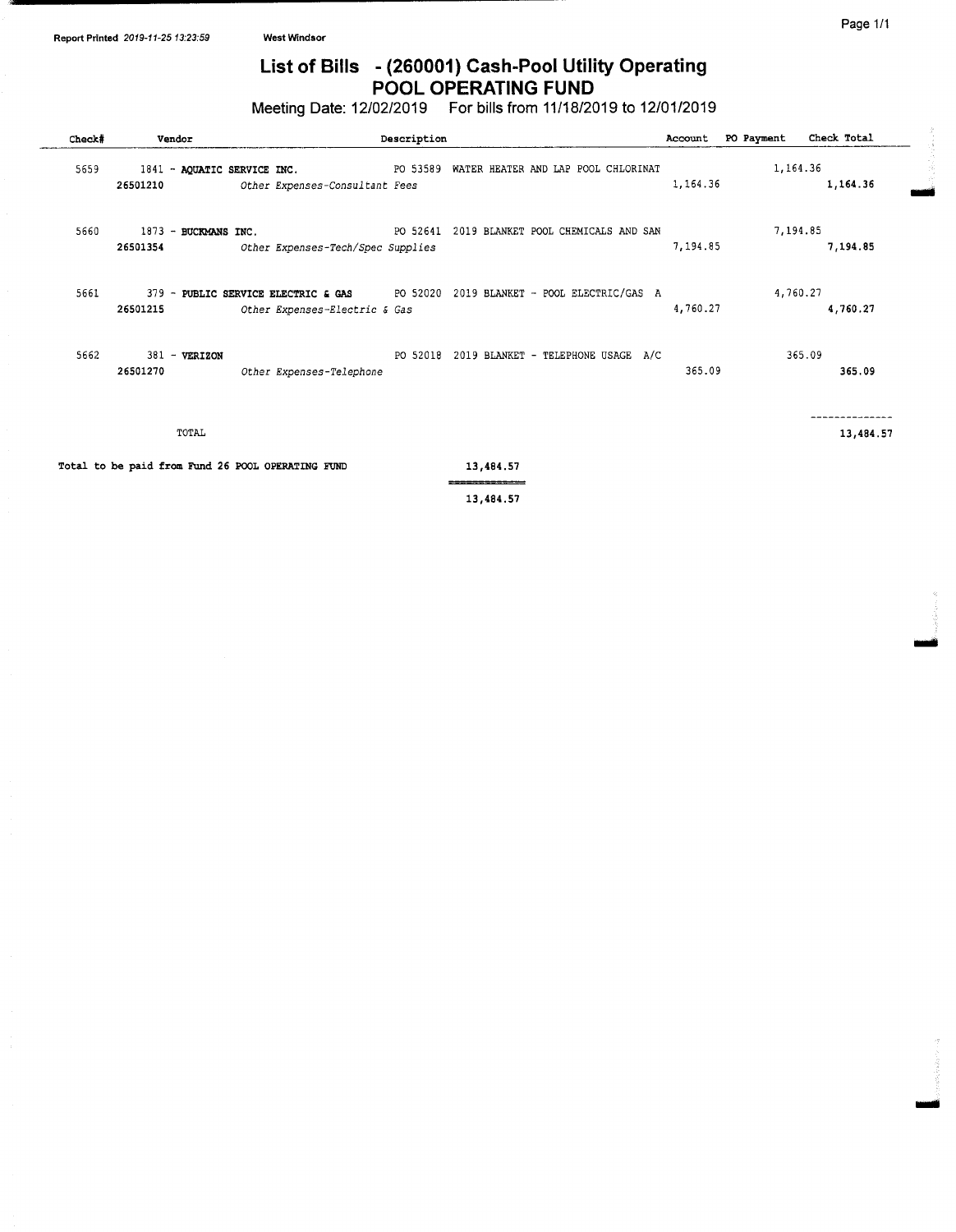Report Printed 2019-11-25 13:23:59 West Windsor

# List of Bills - (260001) Cash-Pool Utility Operating
## POOL OPERATING FUND

Meeting Date: 12/02/2019 For bills from 11/18/2019 to 12/01/2019

| Check# | Vendor | Description | Account | PO Payment | Check Total |
|---|---|---|---|---|---|
| 5659 | 1841 - **AQUATIC SERVICE INC.** | PO 53589 WATER HEATER AND LAP POOL CHLORINAT | | 1,164.36 | |
| | 26501210 | *Other Expenses-Consultant Fees* | 1,164.36 | | **1,164.36** |
| 5660 | 1873 - **BUCKMANS INC.** | PO 52641 2019 BLANKET POOL CHEMICALS AND SAN | | 7,194.85 | |
| | 26501354 | *Other Expenses-Tech/Spec Supplies* | 7,194.85 | | **7,194.85** |
| 5661 | 379 - **PUBLIC SERVICE ELECTRIC & GAS** | PO 52020 2019 BLANKET - POOL ELECTRIC/GAS A | | 4,760.27 | |
| | 26501215 | *Other Expenses-Electric & Gas* | 4,760.27 | | **4,760.27** |
| 5662 | 381 - **VERIZON** | PO 52018 2019 BLANKET - TELEPHONE USAGE A/C | | 365.09 | |
| | 26501270 | *Other Expenses-Telephone* | 365.09 | | **365.09** |
| | TOTAL | | | | **13,484.57** |

**Total to be paid from Fund 26 POOL OPERATING FUND** 13,484.57

13,484.57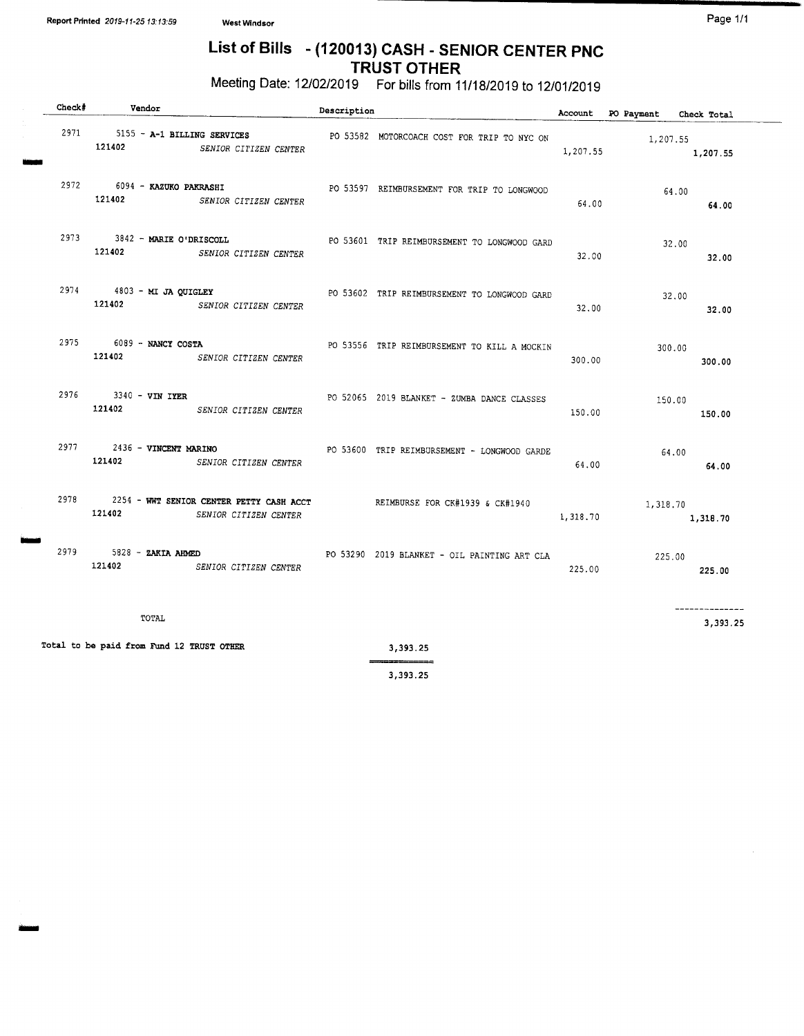# List of Bills - (120013) CASH - SENIOR CENTER PNC TRUST OTHER

Meeting Date: 12/02/2019 For bills from 11/18/2019 to 12/01/2019

Report Printed 2019-11-25 13:13:59 West Windsor

| Check# | Vendor | Description | Account | PO Payment | Check Total |
|---|---|---|---|---|---|
| 2971 | 5155 - A-1 BILLING SERVICES | PO 53582 MOTORCOACH COST FOR TRIP TO NYC ON | | 1,207.55 | |
| | 121402 SENIOR CITIZEN CENTER | | 1,207.55 | | 1,207.55 |
| 2972 | 6094 - KAZUKO PAKRASHI | PO 53597 REIMBURSEMENT FOR TRIP TO LONGWOOD | | 64.00 | |
| | 121402 SENIOR CITIZEN CENTER | | 64.00 | | 64.00 |
| 2973 | 3842 - MARIE O'DRISCOLL | PO 53601 TRIP REIMBURSEMENT TO LONGWOOD GARD | | 32.00 | |
| | 121402 SENIOR CITIZEN CENTER | | 32.00 | | 32.00 |
| 2974 | 4803 - MI JA QUIGLEY | PO 53602 TRIP REIMBURSEMENT TO LONGWOOD GARD | | 32.00 | |
| | 121402 SENIOR CITIZEN CENTER | | 32.00 | | 32.00 |
| 2975 | 6089 - NANCY COSTA | PO 53556 TRIP REIMBURSEMENT TO KILL A MOCKIN | | 300.00 | |
| | 121402 SENIOR CITIZEN CENTER | | 300.00 | | 300.00 |
| 2976 | 3340 - VIN IYER | PO 52065 2019 BLANKET - ZUMBA DANCE CLASSES | | 150.00 | |
| | 121402 SENIOR CITIZEN CENTER | | 150.00 | | 150.00 |
| 2977 | 2436 - VINCENT MARINO | PO 53600 TRIP REIMBURSEMENT - LONGWOOD GARDE | | 64.00 | |
| | 121402 SENIOR CITIZEN CENTER | | 64.00 | | 64.00 |
| 2978 | 2254 - WWT SENIOR CENTER PETTY CASH ACCT | REIMBURSE FOR CK#1939 & CK#1940 | | 1,318.70 | |
| | 121402 SENIOR CITIZEN CENTER | | 1,318.70 | | 1,318.70 |
| 2979 | 5828 - ZAKIA AHMED | PO 53290 2019 BLANKET - OIL PAINTING ART CLA | | 225.00 | |
| | 121402 SENIOR CITIZEN CENTER | | 225.00 | | 225.00 |
| | TOTAL | | | | 3,393.25 |

Total to be paid from Fund 12 TRUST OTHER 3,393.25

3,393.25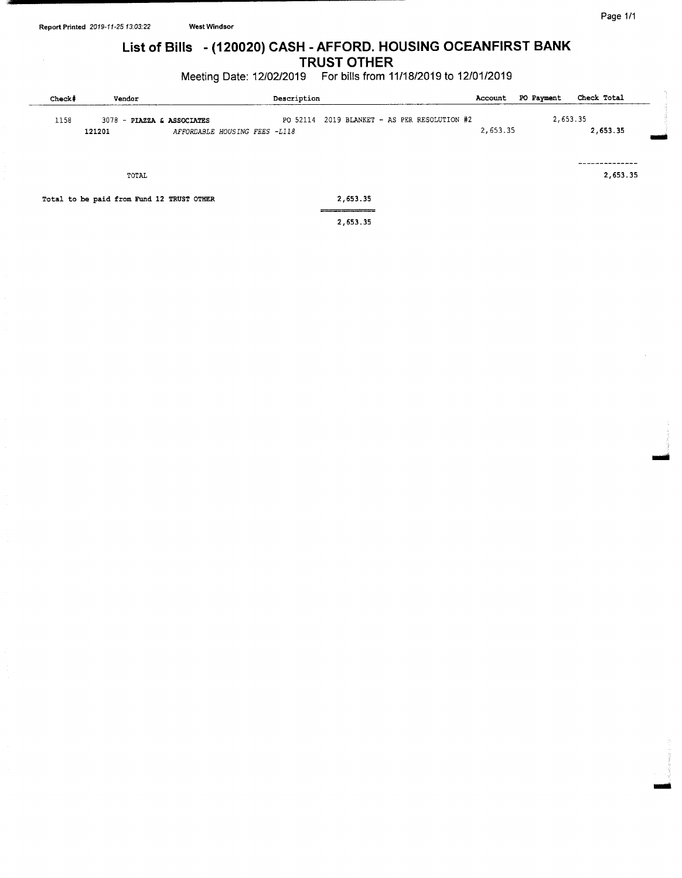Report Printed 2019-11-25 13:03:22 West Windsor

# List of Bills - (120020) CASH - AFFORD. HOUSING OCEANFIRST BANK TRUST OTHER

Meeting Date: 12/02/2019 For bills from 11/18/2019 to 12/01/2019

| Check# | Vendor | Description | Account | PO Payment | Check Total |
|---|---|---|---|---|---|
| 1158 | 3078 - **PIAZZA & ASSOCIATES** | PO 52114 2019 BLANKET - AS PER RESOLUTION #2 | | 2,653.35 | |
| | 121201 | *AFFORDABLE HOUSING FEES -L118* | 2,653.35 | | 2,653.35 |
| | TOTAL | | | | 2,653.35 |

| | |
|---|---|
| Total to be paid from Fund 12 TRUST OTHER | 2,653.35 |
| | 2,653.35 |